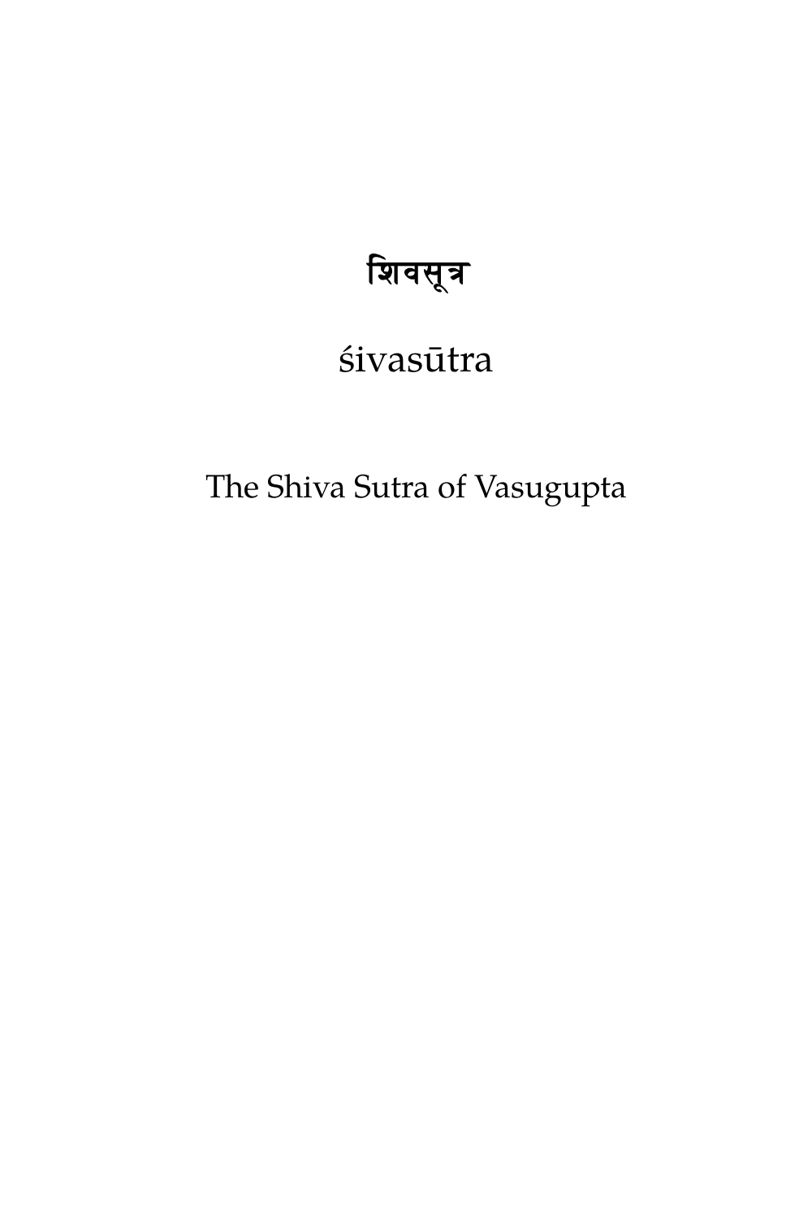# शिवसूत्र

## śivasūtra

The Shiva Sutra of Vasugupta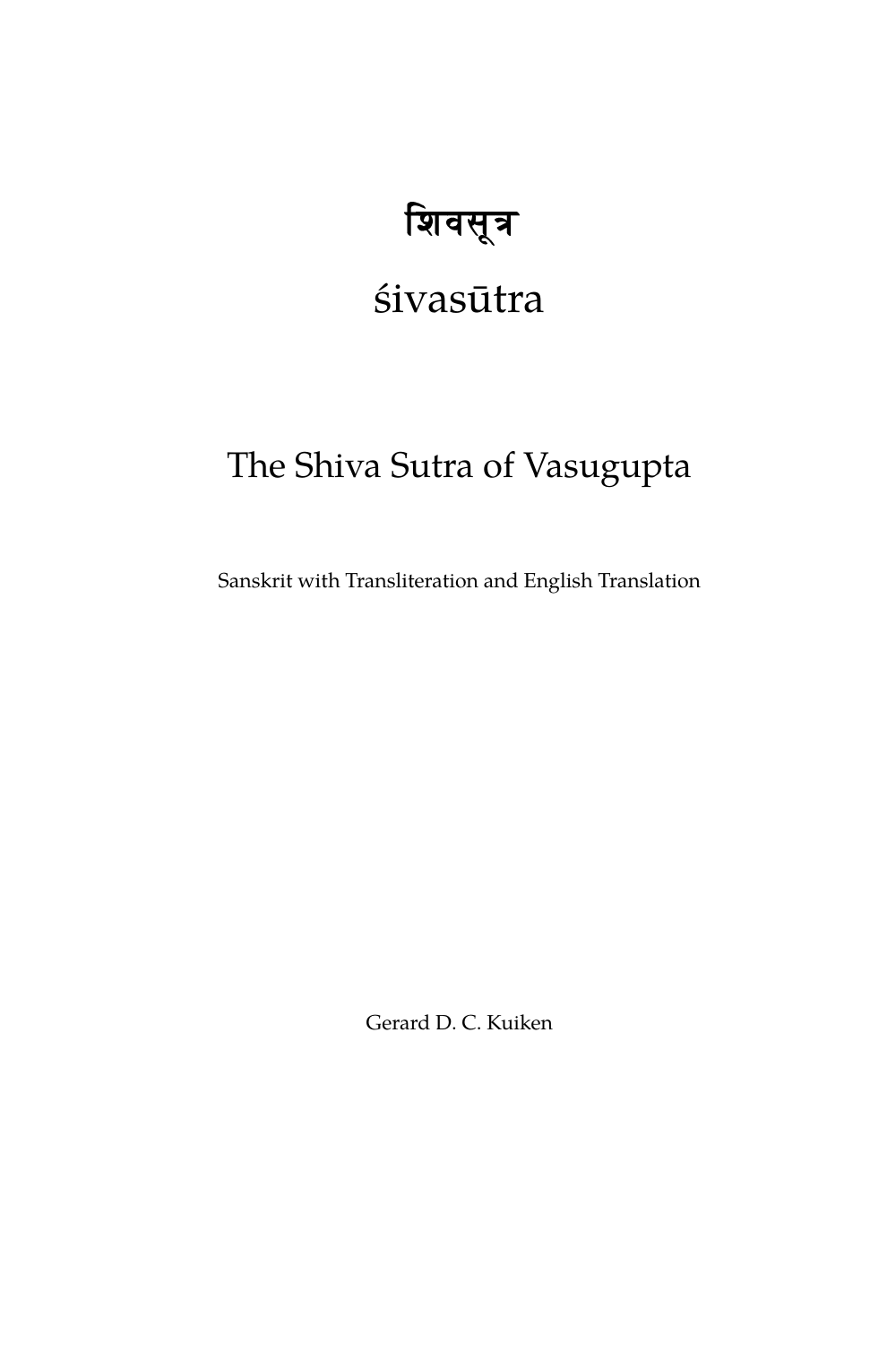# शिवसूत्र

# śivasūtra

## The Shiva Sutra of Vasugupta

Sanskrit with Transliteration and English Translation

Gerard D. C. Kuiken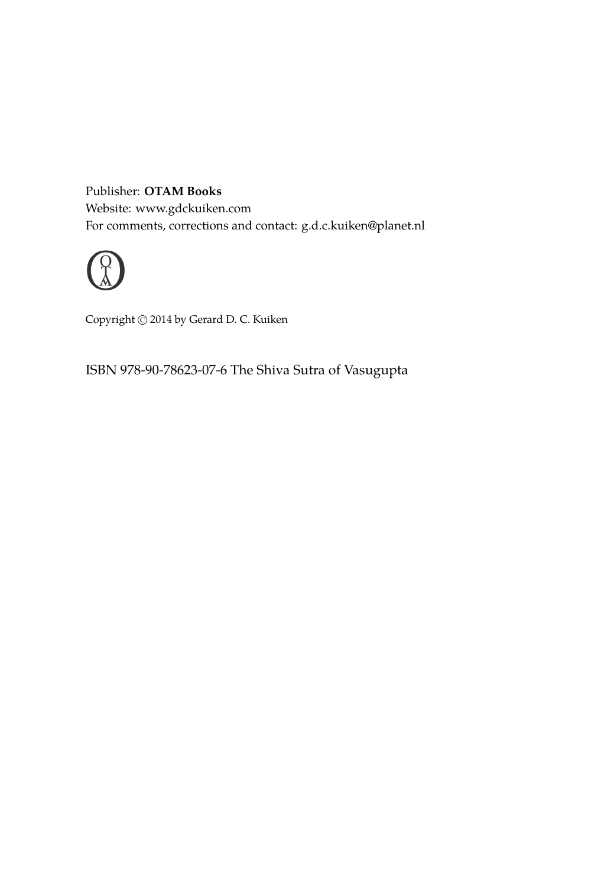Publisher: **OTAM Books**
Website: www.gdckuiken.com
For comments, corrections and contact: g.d.c.kuiken@planet.nl

Copyright © 2014 by Gerard D. C. Kuiken

ISBN 978-90-78623-07-6 The Shiva Sutra of Vasugupta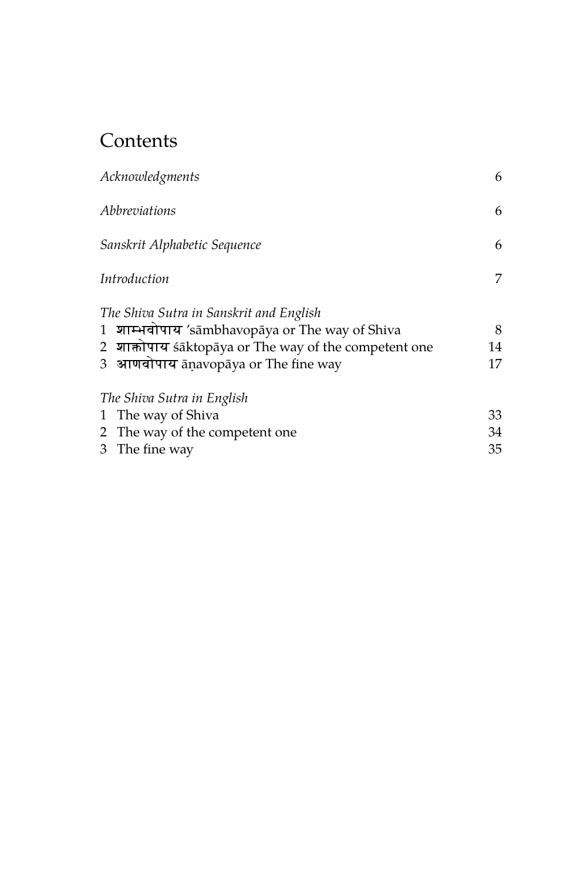# Contents

| | |
|---|---|
| *Acknowledgments* | 6 |
| *Abbreviations* | 6 |
| *Sanskrit Alphabetic Sequence* | 6 |
| *Introduction* | 7 |
| *The Shiva Sutra in Sanskrit and English* | |
| 1 शाम्भवोपाय 'sāmbhavopāya or The way of Shiva | 8 |
| 2 शाक्तोपाय śāktopāya or The way of the competent one | 14 |
| 3 आणवोपाय āṇavopāya or The fine way | 17 |
| *The Shiva Sutra in English* | |
| 1 The way of Shiva | 33 |
| 2 The way of the competent one | 34 |
| 3 The fine way | 35 |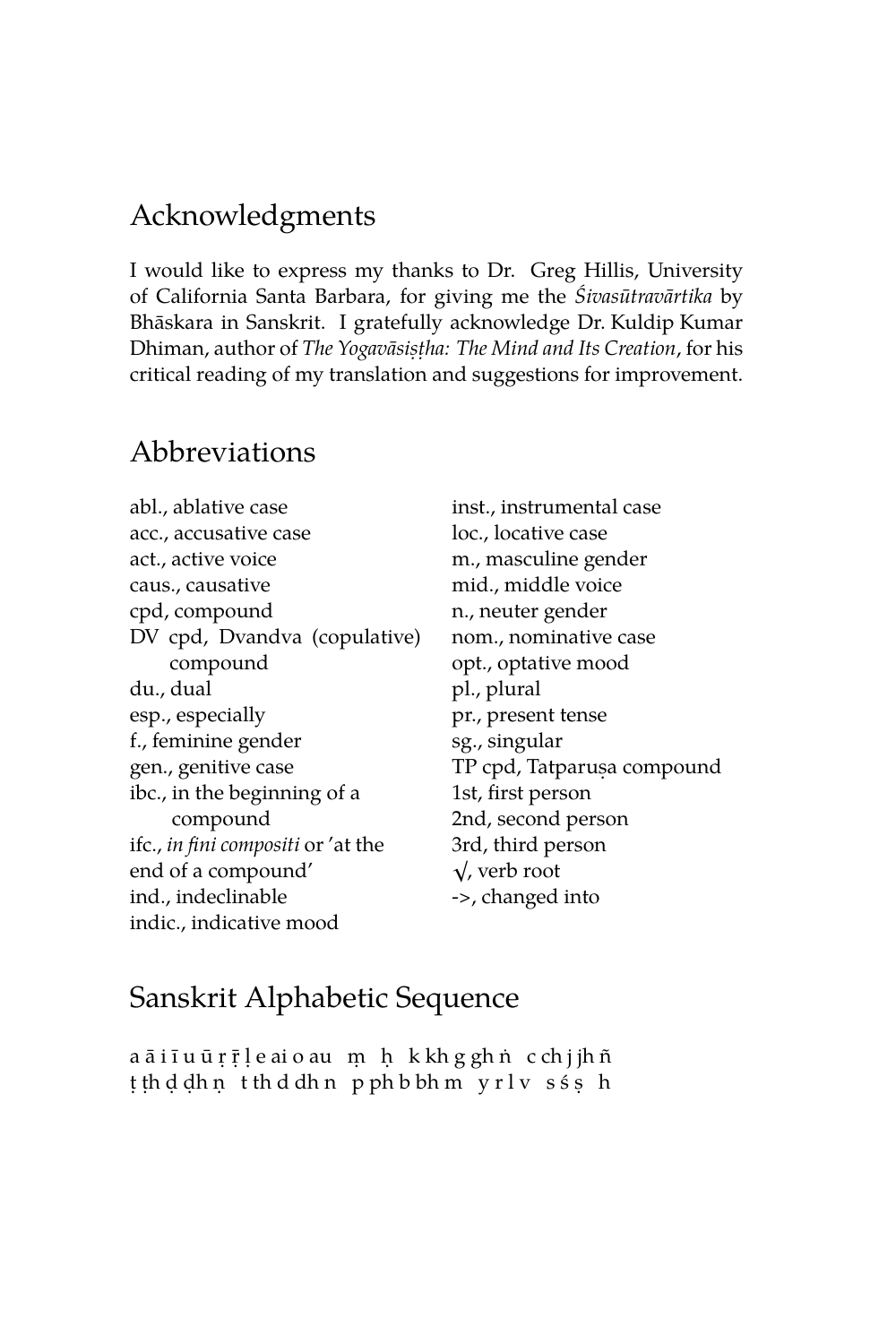## Acknowledgments

I would like to express my thanks to Dr. Greg Hillis, University of California Santa Barbara, for giving me the *Śivasūtravārtika* by Bhāskara in Sanskrit. I gratefully acknowledge Dr. Kuldip Kumar Dhiman, author of *The Yogavāsiṣṭha: The Mind and Its Creation*, for his critical reading of my translation and suggestions for improvement.

## Abbreviations

abl., ablative case
acc., accusative case
act., active voice
caus., causative
cpd, compound
DV cpd, Dvandva (copulative) compound
du., dual
esp., especially
f., feminine gender
gen., genitive case
ibc., in the beginning of a compound
ifc., *in fini compositi* or 'at the end of a compound'
ind., indeclinable
indic., indicative mood
inst., instrumental case
loc., locative case
m., masculine gender
mid., middle voice
n., neuter gender
nom., nominative case
opt., optative mood
pl., plural
pr., present tense
sg., singular
TP cpd, Tatparuṣa compound
1st, first person
2nd, second person
3rd, third person
√, verb root
->, changed into

## Sanskrit Alphabetic Sequence

a ā i ī u ū ṛ ṝ ḷ e ai o au  ṃ  ḥ  k kh g gh ṅ  c ch j jh ñ
ṭ ṭh ḍ ḍh ṇ  t th d dh n  p ph b bh m  y r l v  s ś ṣ  h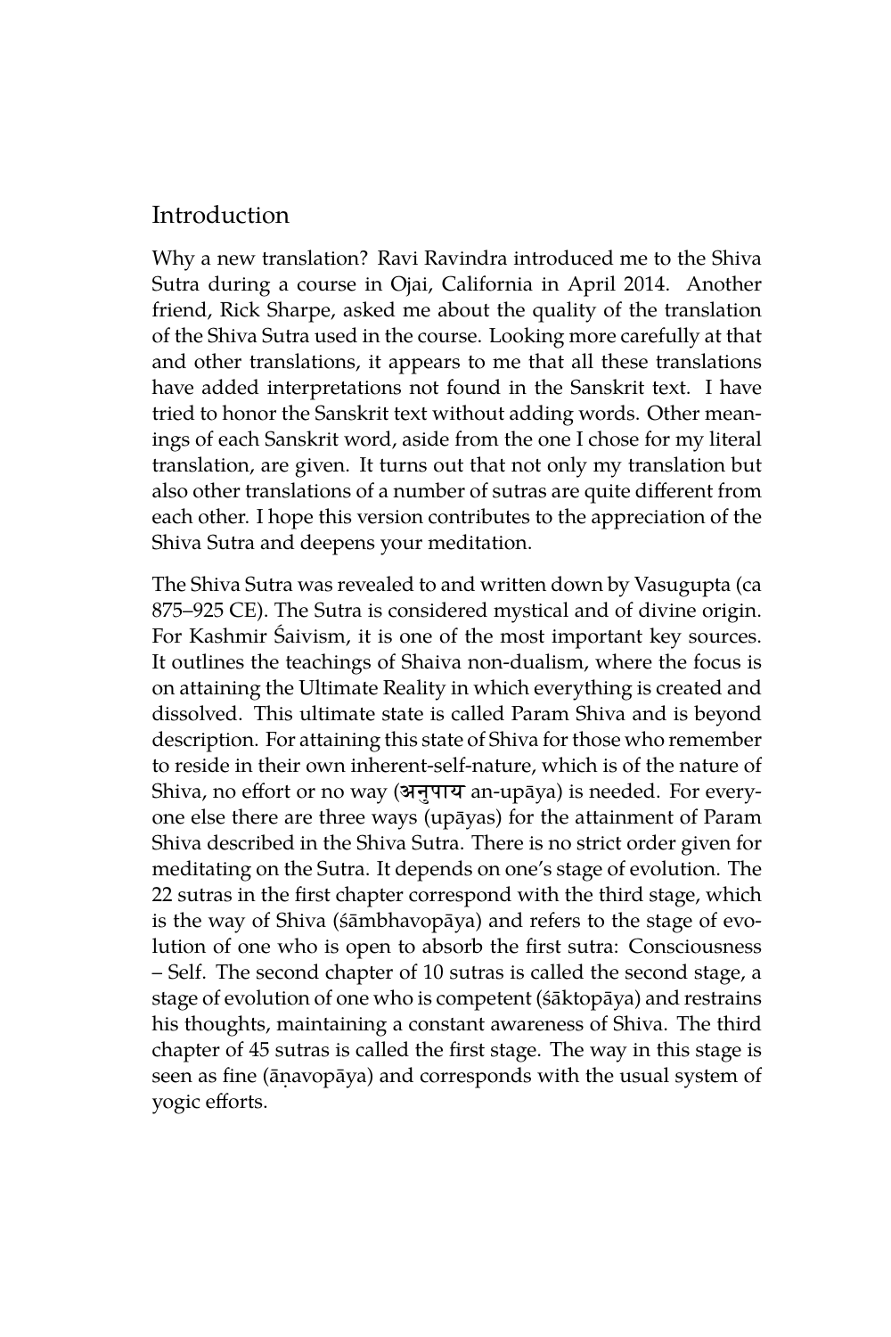## Introduction

Why a new translation? Ravi Ravindra introduced me to the Shiva Sutra during a course in Ojai, California in April 2014. Another friend, Rick Sharpe, asked me about the quality of the translation of the Shiva Sutra used in the course. Looking more carefully at that and other translations, it appears to me that all these translations have added interpretations not found in the Sanskrit text. I have tried to honor the Sanskrit text without adding words. Other meanings of each Sanskrit word, aside from the one I chose for my literal translation, are given. It turns out that not only my translation but also other translations of a number of sutras are quite different from each other. I hope this version contributes to the appreciation of the Shiva Sutra and deepens your meditation.

The Shiva Sutra was revealed to and written down by Vasugupta (ca 875–925 CE). The Sutra is considered mystical and of divine origin. For Kashmir Śaivism, it is one of the most important key sources. It outlines the teachings of Shaiva non-dualism, where the focus is on attaining the Ultimate Reality in which everything is created and dissolved. This ultimate state is called Param Shiva and is beyond description. For attaining this state of Shiva for those who remember to reside in their own inherent-self-nature, which is of the nature of Shiva, no effort or no way (अनुपाय an-upāya) is needed. For everyone else there are three ways (upāyas) for the attainment of Param Shiva described in the Shiva Sutra. There is no strict order given for meditating on the Sutra. It depends on one's stage of evolution. The 22 sutras in the first chapter correspond with the third stage, which is the way of Shiva (śāmbhavopāya) and refers to the stage of evolution of one who is open to absorb the first sutra: Consciousness – Self. The second chapter of 10 sutras is called the second stage, a stage of evolution of one who is competent (śāktopāya) and restrains his thoughts, maintaining a constant awareness of Shiva. The third chapter of 45 sutras is called the first stage. The way in this stage is seen as fine (āṇavopāya) and corresponds with the usual system of yogic efforts.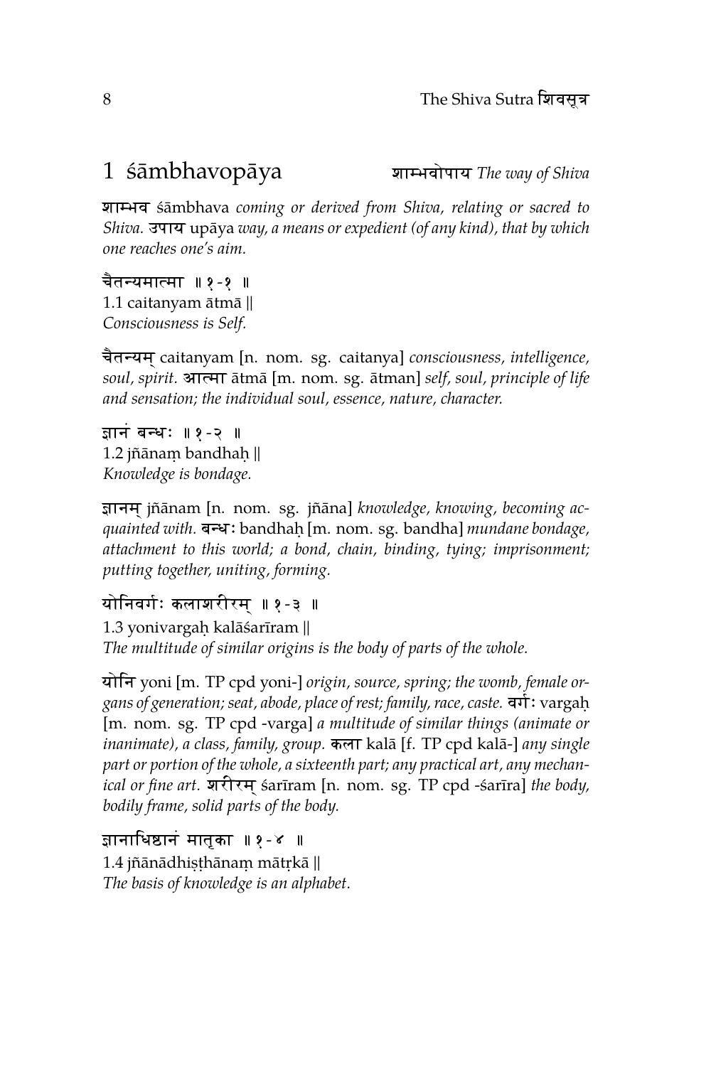## 1 śāmbhavopāya

शाम्भवोपाय *The way of Shiva*

शाम्भव śāmbhava *coming or derived from Shiva, relating or sacred to Shiva.* उपाय upāya *way, a means or expedient (of any kind), that by which one reaches one's aim.*

चैतन्यमात्मा ॥ १-१ ॥
1.1 caitanyam ātmā ||
*Consciousness is Self.*

चैतन्यम् caitanyam [n. nom. sg. caitanya] *consciousness, intelligence, soul, spirit.* आत्मा ātmā [m. nom. sg. ātman] *self, soul, principle of life and sensation; the individual soul, essence, nature, character.*

ज्ञानं बन्धः ॥ १-२ ॥
1.2 jñānaṃ bandhaḥ ||
*Knowledge is bondage.*

ज्ञानम् jñānam [n. nom. sg. jñāna] *knowledge, knowing, becoming acquainted with.* बन्धः bandhaḥ [m. nom. sg. bandha] *mundane bondage, attachment to this world; a bond, chain, binding, tying; imprisonment; putting together, uniting, forming.*

योनिवर्गः कलाशरीरम् ॥ १-३ ॥
1.3 yonivargaḥ kalāśarīram ||
*The multitude of similar origins is the body of parts of the whole.*

योनि yoni [m. TP cpd yoni-] *origin, source, spring; the womb, female organs of generation; seat, abode, place of rest; family, race, caste.* वर्गः vargaḥ [m. nom. sg. TP cpd -varga] *a multitude of similar things (animate or inanimate), a class, family, group.* कला kalā [f. TP cpd kalā-] *any single part or portion of the whole, a sixteenth part; any practical art, any mechanical or fine art.* शरीरम् śarīram [n. nom. sg. TP cpd -śarīra] *the body, bodily frame, solid parts of the body.*

ज्ञानाधिष्ठानं मातृका ॥ १-४ ॥
1.4 jñānādhiṣṭhānaṃ mātṛkā ||
*The basis of knowledge is an alphabet.*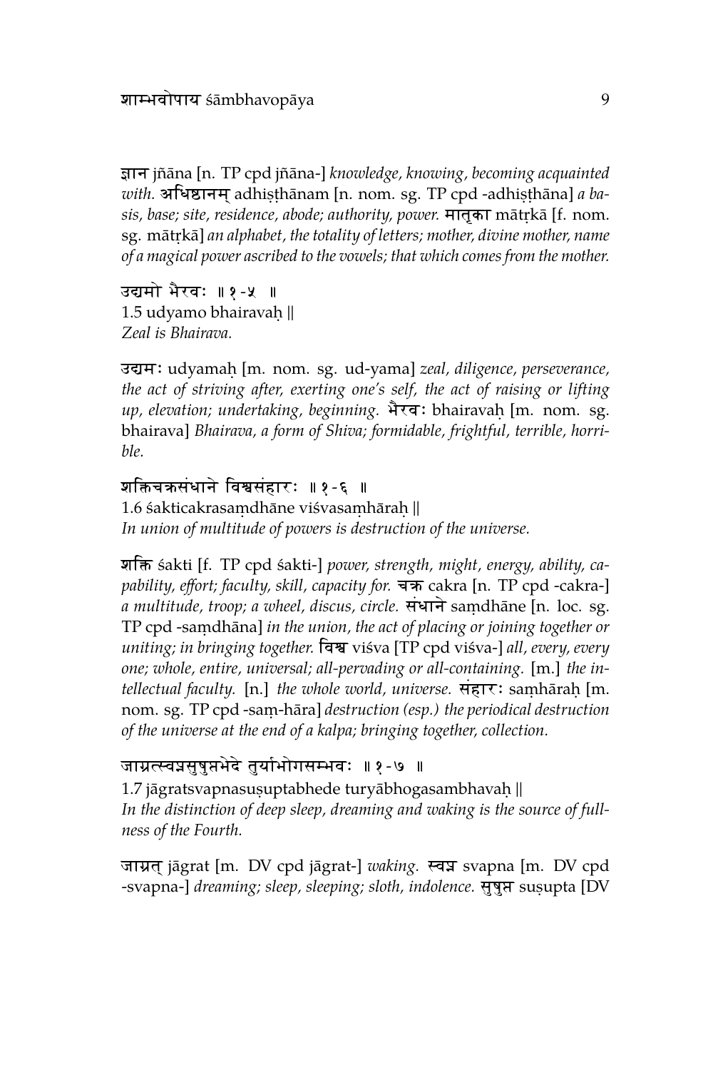ज्ञान jñāna [n. TP cpd jñāna-] *knowledge, knowing, becoming acquainted with.* अधिष्ठानम् adhiṣṭhānam [n. nom. sg. TP cpd -adhiṣṭhāna] *a basis, base; site, residence, abode; authority, power.* मातृका mātṛkā [f. nom. sg. mātṛkā] *an alphabet, the totality of letters; mother, divine mother, name of a magical power ascribed to the vowels; that which comes from the mother.*

उद्यमो भैरवः ॥१-५ ॥
1.5 udyamo bhairavaḥ ||
*Zeal is Bhairava.*

उद्यमः udyamaḥ [m. nom. sg. ud-yama] *zeal, diligence, perseverance, the act of striving after, exerting one's self, the act of raising or lifting up, elevation; undertaking, beginning.* भैरवः bhairavaḥ [m. nom. sg. bhairava] *Bhairava, a form of Shiva; formidable, frightful, terrible, horrible.*

शक्तिचक्रसंधाने विश्वसंहारः ॥१-६ ॥
1.6 śakticakrasaṃdhāne viśvasaṃhāraḥ ||
*In union of multitude of powers is destruction of the universe.*

शक्ति śakti [f. TP cpd śakti-] *power, strength, might, energy, ability, capability, effort; faculty, skill, capacity for.* चक्र cakra [n. TP cpd -cakra-] *a multitude, troop; a wheel, discus, circle.* संधाने saṃdhāne [n. loc. sg. TP cpd -saṃdhāna] *in the union, the act of placing or joining together or uniting; in bringing together.* विश्व viśva [TP cpd viśva-] *all, every, every one; whole, entire, universal; all-pervading or all-containing.* [m.] *the intellectual faculty.* [n.] *the whole world, universe.* संहारः saṃhāraḥ [m. nom. sg. TP cpd -saṃ-hāra] *destruction (esp.) the periodical destruction of the universe at the end of a kalpa; bringing together, collection.*

जाग्रत्स्वप्नसुषुप्तभेदे तुर्याभोगसम्भवः ॥१-७ ॥
1.7 jāgratsvapnasuṣuptabhede turyābhogasambhavaḥ ||
*In the distinction of deep sleep, dreaming and waking is the source of fullness of the Fourth.*

जाग्रत् jāgrat [m. DV cpd jāgrat-] *waking.* स्वप्न svapna [m. DV cpd -svapna-] *dreaming; sleep, sleeping; sloth, indolence.* सुषुप्त suṣupta [DV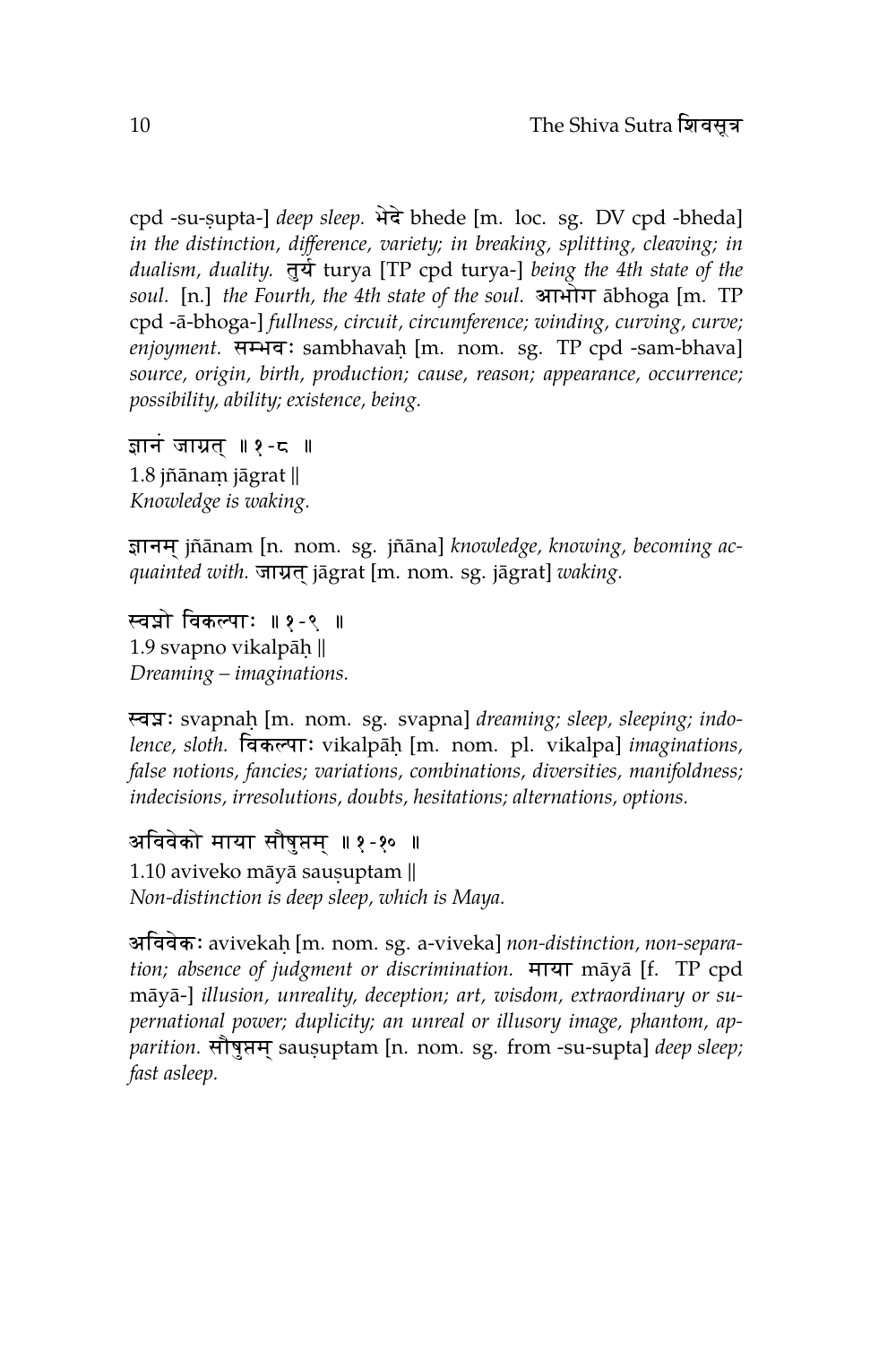cpd -su-ṣupta-] *deep sleep.* भेदे bhede [m. loc. sg. DV cpd -bheda] *in the distinction, difference, variety; in breaking, splitting, cleaving; in dualism, duality.* तुर्य turya [TP cpd turya-] *being the 4th state of the soul.* [n.] *the Fourth, the 4th state of the soul.* आभोग ābhoga [m. TP cpd -ā-bhoga-] *fullness, circuit, circumference; winding, curving, curve; enjoyment.* सम्भवः sambhavaḥ [m. nom. sg. TP cpd -sam-bhava] *source, origin, birth, production; cause, reason; appearance, occurrence; possibility, ability; existence, being.*

ज्ञानं जाग्रत् ॥ १-८ ॥
1.8 jñānaṃ jāgrat ||
*Knowledge is waking.*

ज्ञानम् jñānam [n. nom. sg. jñāna] *knowledge, knowing, becoming acquainted with.* जाग्रत् jāgrat [m. nom. sg. jāgrat] *waking.*

स्वप्नो विकल्पाः ॥ १-९ ॥
1.9 svapno vikalpāḥ ||
*Dreaming – imaginations.*

स्वप्नः svapnaḥ [m. nom. sg. svapna] *dreaming; sleep, sleeping; indolence, sloth.* विकल्पाः vikalpāḥ [m. nom. pl. vikalpa] *imaginations, false notions, fancies; variations, combinations, diversities, manifoldness; indecisions, irresolutions, doubts, hesitations; alternations, options.*

अविवेको माया सौषुप्तम् ॥ १-१० ॥
1.10 aviveko māyā sauṣuptam ||
*Non-distinction is deep sleep, which is Maya.*

अविवेकः avivekaḥ [m. nom. sg. a-viveka] *non-distinction, non-separation; absence of judgment or discrimination.* माया māyā [f. TP cpd māyā-] *illusion, unreality, deception; art, wisdom, extraordinary or supernational power; duplicity; an unreal or illusory image, phantom, apparition.* सौषुप्तम् sauṣuptam [n. nom. sg. from -su-supta] *deep sleep; fast asleep.*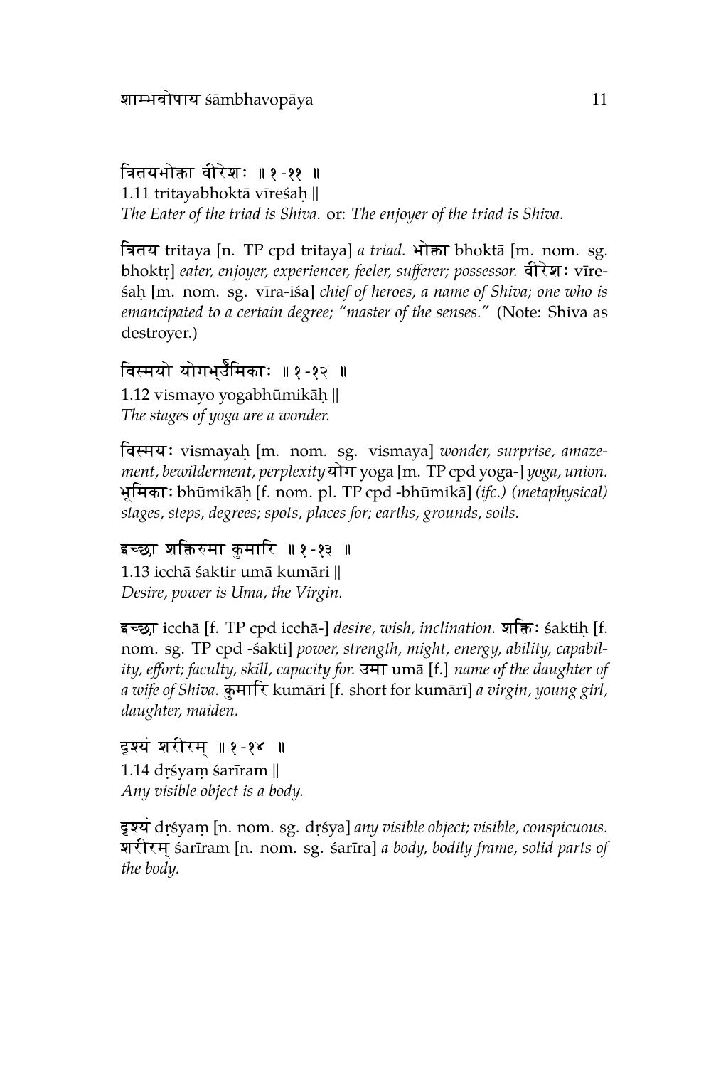त्रितयभोक्ता वीरेशः ॥ १-११ ॥
1.11 tritayabhoktā vīreśaḥ ||
*The Eater of the triad is Shiva.* or: *The enjoyer of the triad is Shiva.*

त्रितय tritaya [n. TP cpd tritaya] *a triad.* भोक्ता bhoktā [m. nom. sg. bhoktṛ] *eater, enjoyer, experiencer, feeler, sufferer; possessor.* वीरेशः vīreśaḥ [m. nom. sg. vīra-iśa] *chief of heroes, a name of Shiva; one who is emancipated to a certain degree; "master of the senses."* (Note: Shiva as destroyer.)

विस्मयो योगभूमिकाः ॥ १-१२ ॥
1.12 vismayo yogabhūmikāḥ ||
*The stages of yoga are a wonder.*

विस्मयः vismayaḥ [m. nom. sg. vismaya] *wonder, surprise, amazement, bewilderment, perplexity* योग yoga [m. TP cpd yoga-] *yoga, union.* भूमिकाः bhūmikāḥ [f. nom. pl. TP cpd -bhūmikā] *(ifc.) (metaphysical) stages, steps, degrees; spots, places for; earths, grounds, soils.*

इच्छा शक्तिरुमा कुमारि ॥ १-१३ ॥
1.13 icchā śaktir umā kumāri ||
*Desire, power is Uma, the Virgin.*

इच्छा icchā [f. TP cpd icchā-] *desire, wish, inclination.* शक्तिः śaktiḥ [f. nom. sg. TP cpd -śakti] *power, strength, might, energy, ability, capability, effort; faculty, skill, capacity for.* उमा umā [f.] *name of the daughter of a wife of Shiva.* कुमारि kumāri [f. short for kumārī] *a virgin, young girl, daughter, maiden.*

दृश्यं शरीरम् ॥ १-१४ ॥
1.14 dṛśyaṃ śarīram ||
*Any visible object is a body.*

दृश्यं dṛśyaṃ [n. nom. sg. dṛśya] *any visible object; visible, conspicuous.* शरीरम् śarīram [n. nom. sg. śarīra] *a body, bodily frame, solid parts of the body.*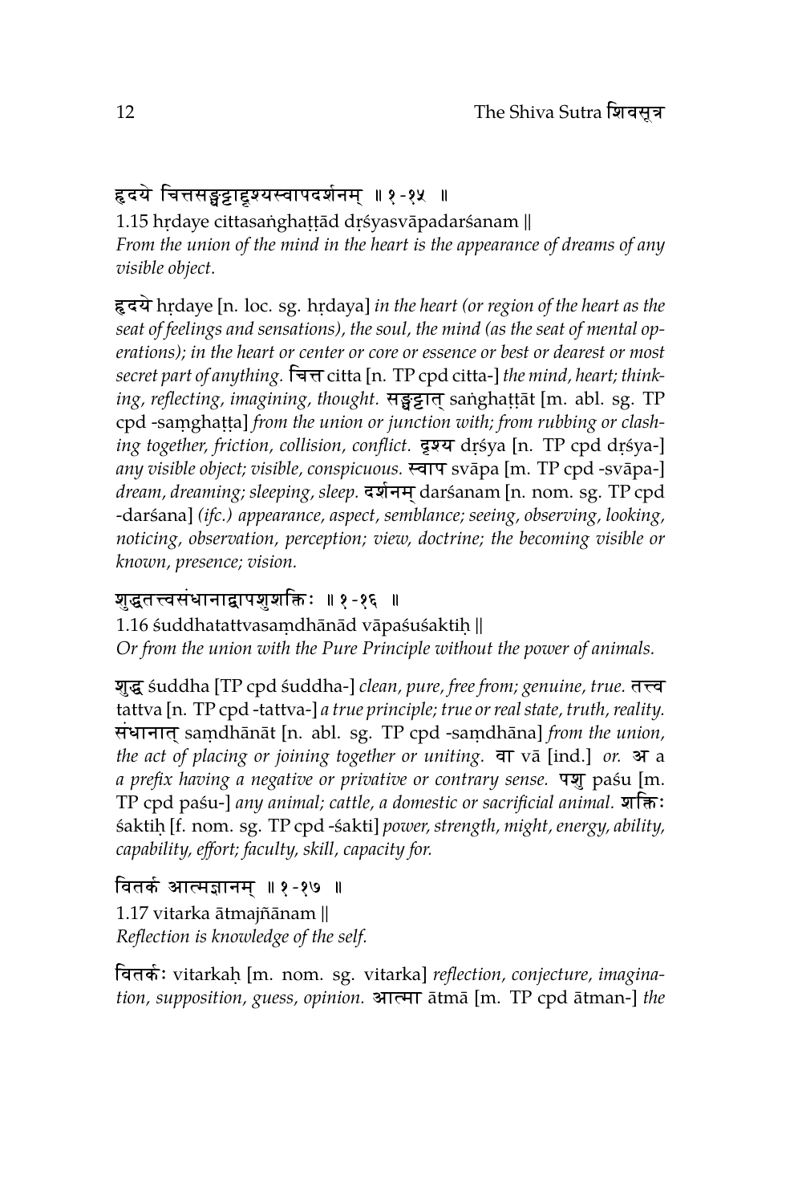हृदये चित्तसङ्घट्टाद्दृश्यस्वापदर्शनम् ॥१-१५ ॥

1.15 hṛdaye cittasaṅghaṭṭād dṛśyasvāpadarśanam ||

*From the union of the mind in the heart is the appearance of dreams of any visible object.*

**हृदये** hṛdaye [n. loc. sg. hṛdaya] *in the heart (or region of the heart as the seat of feelings and sensations), the soul, the mind (as the seat of mental operations); in the heart or center or core or essence or best or dearest or most secret part of anything.* **चित्त** citta [n. TP cpd citta-] *the mind, heart; thinking, reflecting, imagining, thought.* **सङ्घट्टात्** saṅghaṭṭāt [m. abl. sg. TP cpd -saṃghaṭṭa] *from the union or junction with; from rubbing or clashing together, friction, collision, conflict.* **दृश्य** dṛśya [n. TP cpd dṛśya-] *any visible object; visible, conspicuous.* **स्वाप** svāpa [m. TP cpd -svāpa-] *dream, dreaming; sleeping, sleep.* **दर्शनम्** darśanam [n. nom. sg. TP cpd -darśana] *(ifc.) appearance, aspect, semblance; seeing, observing, looking, noticing, observation, perception; view, doctrine; the becoming visible or known, presence; vision.*

शुद्धतत्त्वसंधानाद्वापशुशक्तिः ॥१-१६ ॥

1.16 śuddhatattvasaṃdhānād vāpaśuśaktiḥ ||

*Or from the union with the Pure Principle without the power of animals.*

**शुद्ध** śuddha [TP cpd śuddha-] *clean, pure, free from; genuine, true.* **तत्त्व** tattva [n. TP cpd -tattva-] *a true principle; true or real state, truth, reality.* **संधानात्** saṃdhānāt [n. abl. sg. TP cpd -saṃdhāna] *from the union, the act of placing or joining together or uniting.* **वा** vā [ind.] *or.* **अ** a *a prefix having a negative or privative or contrary sense.* **पशु** paśu [m. TP cpd paśu-] *any animal; cattle, a domestic or sacrificial animal.* **शक्तिः** śaktiḥ [f. nom. sg. TP cpd -śakti] *power, strength, might, energy, ability, capability, effort; faculty, skill, capacity for.*

वितर्क आत्मज्ञानम् ॥१-१७ ॥

1.17 vitarka ātmajñānam ||

*Reflection is knowledge of the self.*

**वितर्कः** vitarkaḥ [m. nom. sg. vitarka] *reflection, conjecture, imagination, supposition, guess, opinion.* **आत्मा** ātmā [m. TP cpd ātman-] *the*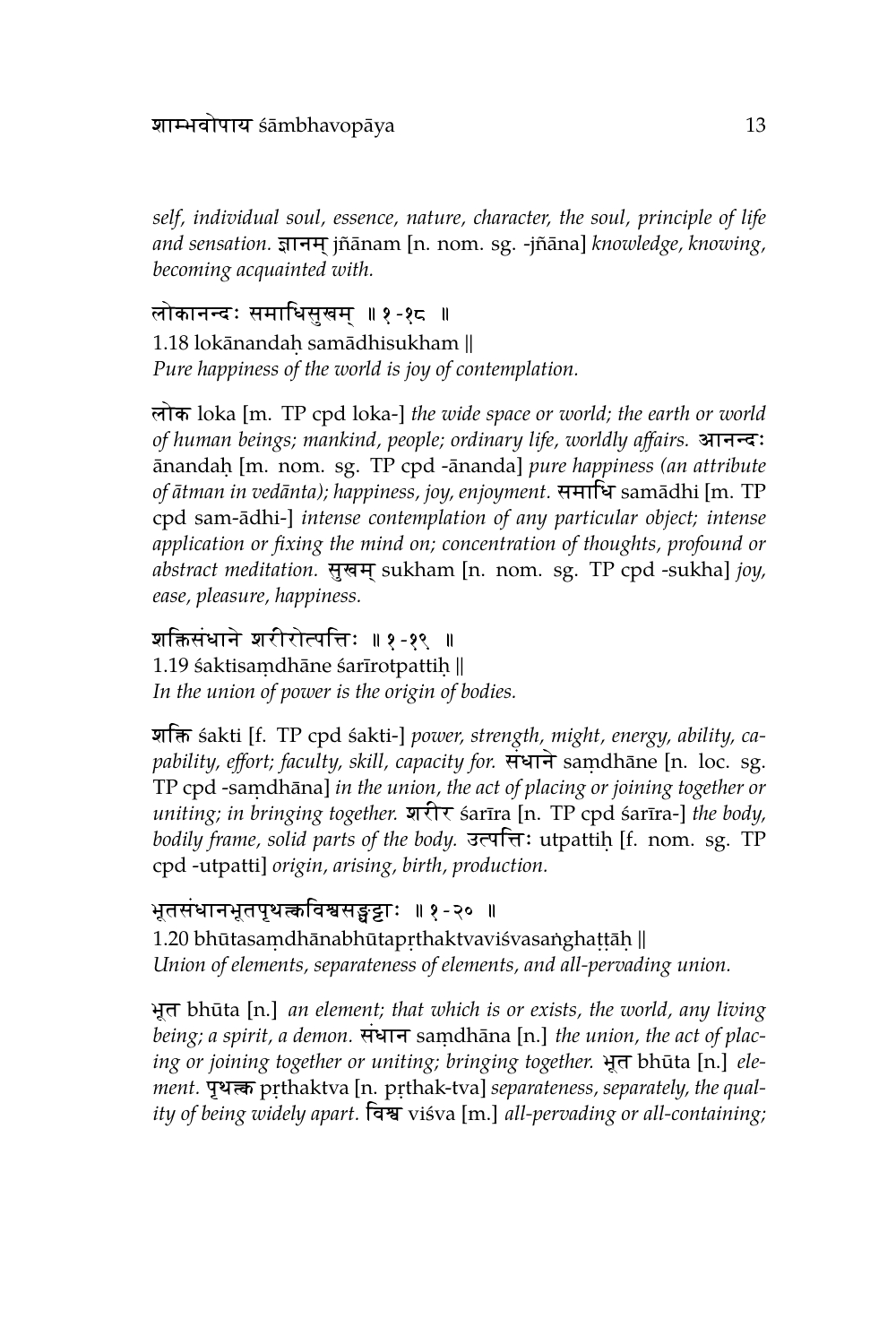*self, individual soul, essence, nature, character, the soul, principle of life and sensation.* ज्ञानम् jñānam [n. nom. sg. -jñāna] *knowledge, knowing, becoming acquainted with.*

लोकानन्दः समाधिसुखम् ॥ १-१८ ॥
1.18 lokānandaḥ samādhisukham ||
*Pure happiness of the world is joy of contemplation.*

लोक loka [m. TP cpd loka-] *the wide space or world; the earth or world of human beings; mankind, people; ordinary life, worldly affairs.* आनन्दः ānandaḥ [m. nom. sg. TP cpd -ānanda] *pure happiness (an attribute of ātman in vedānta); happiness, joy, enjoyment.* समाधि samādhi [m. TP cpd sam-ādhi-] *intense contemplation of any particular object; intense application or fixing the mind on; concentration of thoughts, profound or abstract meditation.* सुखम् sukham [n. nom. sg. TP cpd -sukha] *joy, ease, pleasure, happiness.*

शक्तिसंधाने शरीरोत्पत्तिः ॥ १-१९ ॥
1.19 śaktisaṃdhāne śarīrotpattiḥ ||
*In the union of power is the origin of bodies.*

शक्ति śakti [f. TP cpd śakti-] *power, strength, might, energy, ability, capability, effort; faculty, skill, capacity for.* संधाने saṃdhāne [n. loc. sg. TP cpd -saṃdhāna] *in the union, the act of placing or joining together or uniting; in bringing together.* शरीर śarīra [n. TP cpd śarīra-] *the body, bodily frame, solid parts of the body.* उत्पत्तिः utpattiḥ [f. nom. sg. TP cpd -utpatti] *origin, arising, birth, production.*

भूतसंधानभूतपृथक्त्वविश्वसङ्घट्टाः ॥ १-२० ॥
1.20 bhūtasaṃdhānabhūtapṛthaktvaviśvasaṅghaṭṭāḥ ||
*Union of elements, separateness of elements, and all-pervading union.*

भूत bhūta [n.] *an element; that which is or exists, the world, any living being; a spirit, a demon.* संधान saṃdhāna [n.] *the union, the act of placing or joining together or uniting; bringing together.* भूत bhūta [n.] *element.* पृथक्त्व pṛthaktva [n. pṛthak-tva] *separateness, separately, the quality of being widely apart.* विश्व viśva [m.] *all-pervading or all-containing;*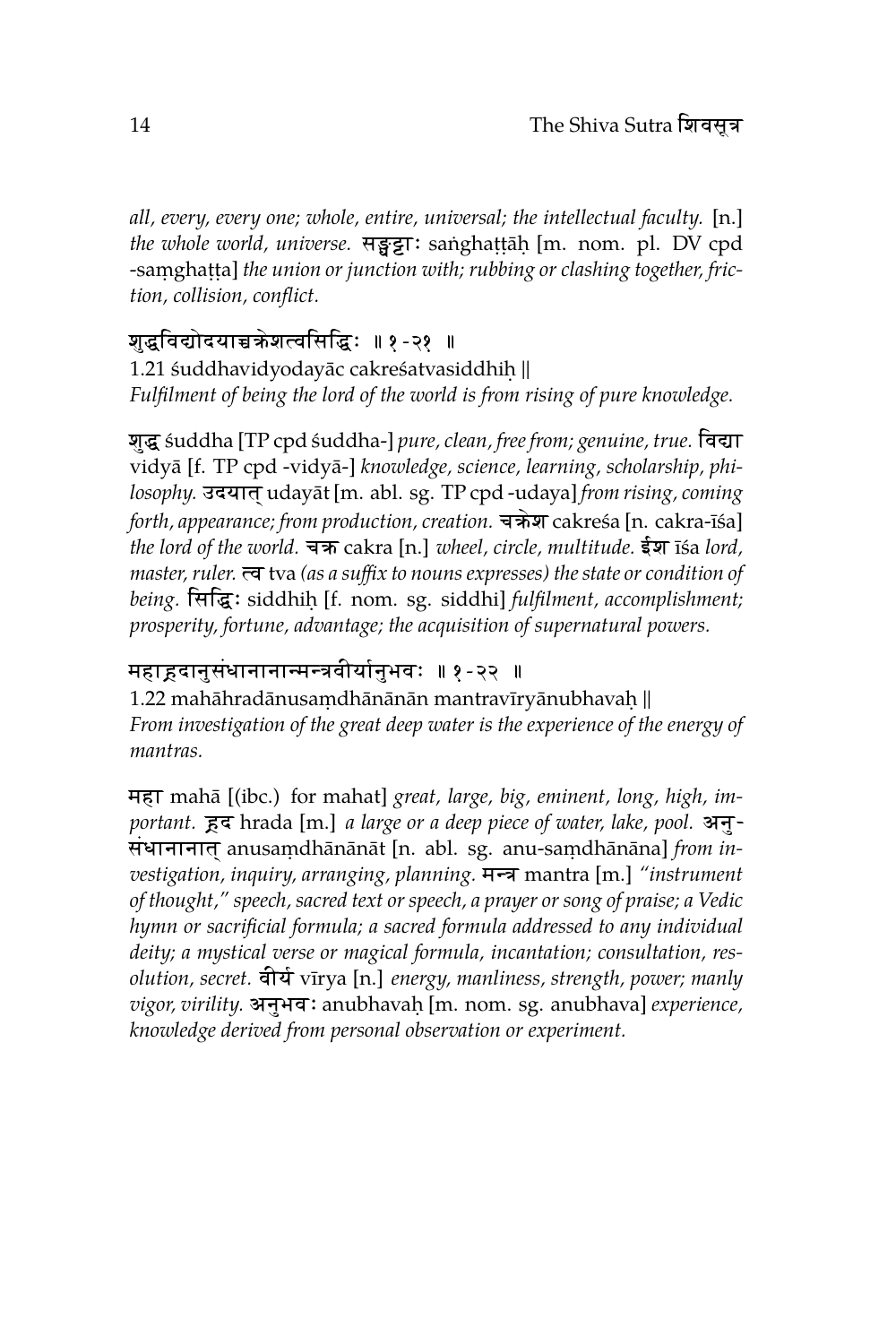*all, every, every one; whole, entire, universal; the intellectual faculty.* [n.] *the whole world, universe.* सङ्घट्टाः saṅghaṭṭāḥ [m. nom. pl. DV cpd -saṃghaṭṭa] *the union or junction with; rubbing or clashing together, friction, collision, conflict.*

### शुद्धविद्योदयाच्चक्रेशत्वसिद्धिः ॥ १-२१ ॥

1.21 śuddhavidyodayāc cakreśatvasiddhiḥ ||
*Fulfilment of being the lord of the world is from rising of pure knowledge.*

शुद्ध śuddha [TP cpd śuddha-] *pure, clean, free from; genuine, true.* विद्या vidyā [f. TP cpd -vidyā-] *knowledge, science, learning, scholarship, philosophy.* उदयात् udayāt [m. abl. sg. TP cpd -udaya] *from rising, coming forth, appearance; from production, creation.* चक्रेश cakreśa [n. cakra-īśa] *the lord of the world.* चक्र cakra [n.] *wheel, circle, multitude.* ईश īśa *lord, master, ruler.* त्व tva *(as a suffix to nouns expresses) the state or condition of being.* सिद्धिः siddhiḥ [f. nom. sg. siddhi] *fulfilment, accomplishment; prosperity, fortune, advantage; the acquisition of supernatural powers.*

### महाह्रदानुसंधानान्मन्त्रवीर्यानुभवः ॥ १-२२ ॥

1.22 mahāhradānusaṃdhānān mantravīryānubhavaḥ ||
*From investigation of the great deep water is the experience of the energy of mantras.*

महा mahā [(ibc.) for mahat] *great, large, big, eminent, long, high, important.* ह्रद hrada [m.] *a large or a deep piece of water, lake, pool.* अनुसंधानानात् anusaṃdhānānāt [n. abl. sg. anu-saṃdhānāna] *from investigation, inquiry, arranging, planning.* मन्त्र mantra [m.] *"instrument of thought," speech, sacred text or speech, a prayer or song of praise; a Vedic hymn or sacrificial formula; a sacred formula addressed to any individual deity; a mystical verse or magical formula, incantation; consultation, resolution, secret.* वीर्य vīrya [n.] *energy, manliness, strength, power; manly vigor, virility.* अनुभवः anubhavaḥ [m. nom. sg. anubhava] *experience, knowledge derived from personal observation or experiment.*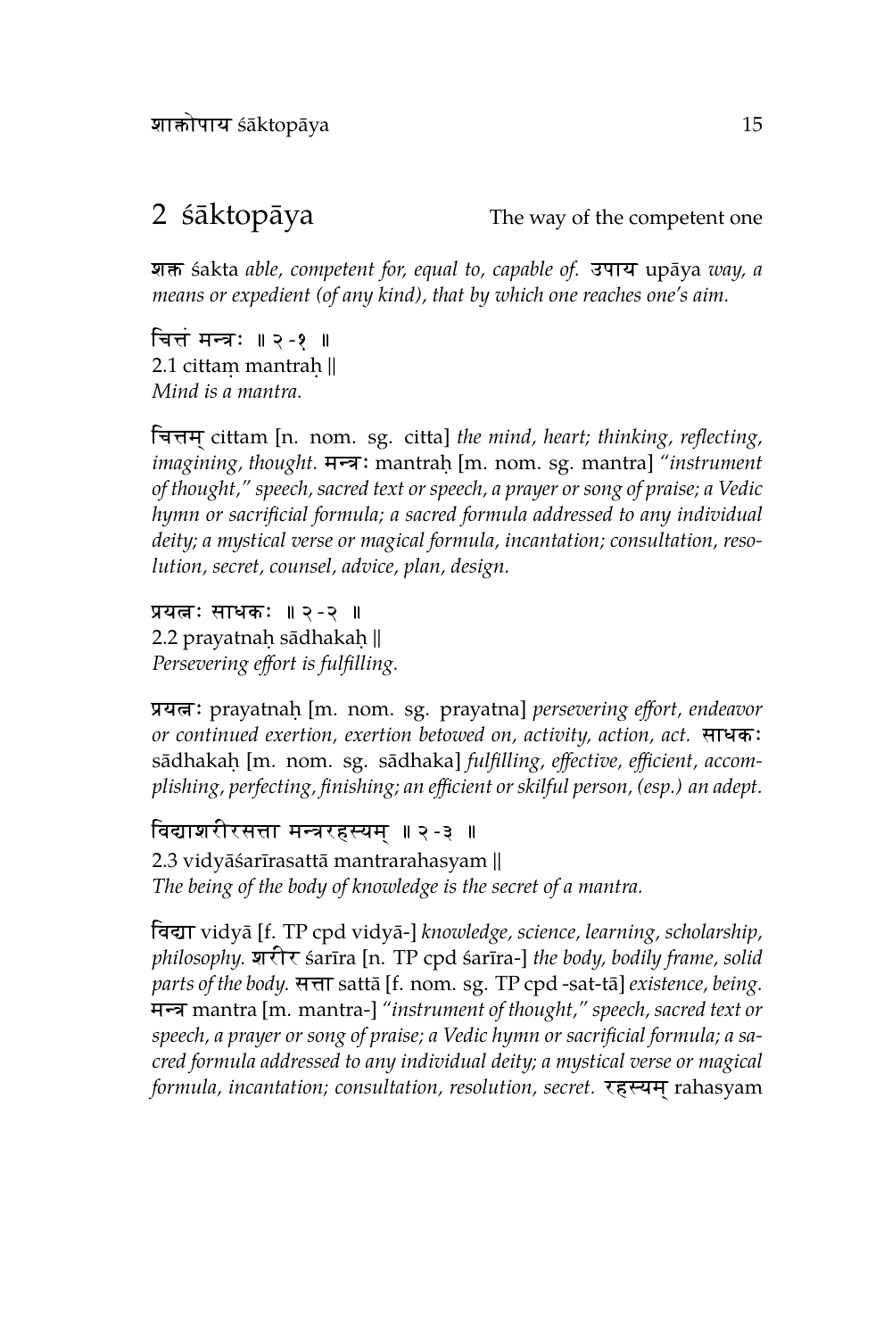## 2 śāktopāya — The way of the competent one

शक्त śakta *able, competent for, equal to, capable of.* उपाय upāya *way, a means or expedient (of any kind), that by which one reaches one's aim.*

चित्तं मन्त्रः ॥ २-१ ॥
2.1 cittaṃ mantraḥ ||
*Mind is a mantra.*

चित्तम् cittam [n. nom. sg. citta] *the mind, heart; thinking, reflecting, imagining, thought.* मन्त्रः mantraḥ [m. nom. sg. mantra] *"instrument of thought," speech, sacred text or speech, a prayer or song of praise; a Vedic hymn or sacrificial formula; a sacred formula addressed to any individual deity; a mystical verse or magical formula, incantation; consultation, resolution, secret, counsel, advice, plan, design.*

प्रयत्नः साधकः ॥ २-२ ॥
2.2 prayatnaḥ sādhakaḥ ||
*Persevering effort is fulfilling.*

प्रयत्नः prayatnaḥ [m. nom. sg. prayatna] *persevering effort, endeavor or continued exertion, exertion betowed on, activity, action, act.* साधकः sādhakaḥ [m. nom. sg. sādhaka] *fulfilling, effective, efficient, accomplishing, perfecting, finishing; an efficient or skilful person, (esp.) an adept.*

विद्याशरीरसत्ता मन्त्ररहस्यम् ॥ २-३ ॥
2.3 vidyāśarīrasattā mantrarahasyam ||
*The being of the body of knowledge is the secret of a mantra.*

विद्या vidyā [f. TP cpd vidyā-] *knowledge, science, learning, scholarship, philosophy.* शरीर śarīra [n. TP cpd śarīra-] *the body, bodily frame, solid parts of the body.* सत्ता sattā [f. nom. sg. TP cpd -sat-tā] *existence, being.* मन्त्र mantra [m. mantra-] *"instrument of thought," speech, sacred text or speech, a prayer or song of praise; a Vedic hymn or sacrificial formula; a sacred formula addressed to any individual deity; a mystical verse or magical formula, incantation; consultation, resolution, secret.* रहस्यम् rahasyam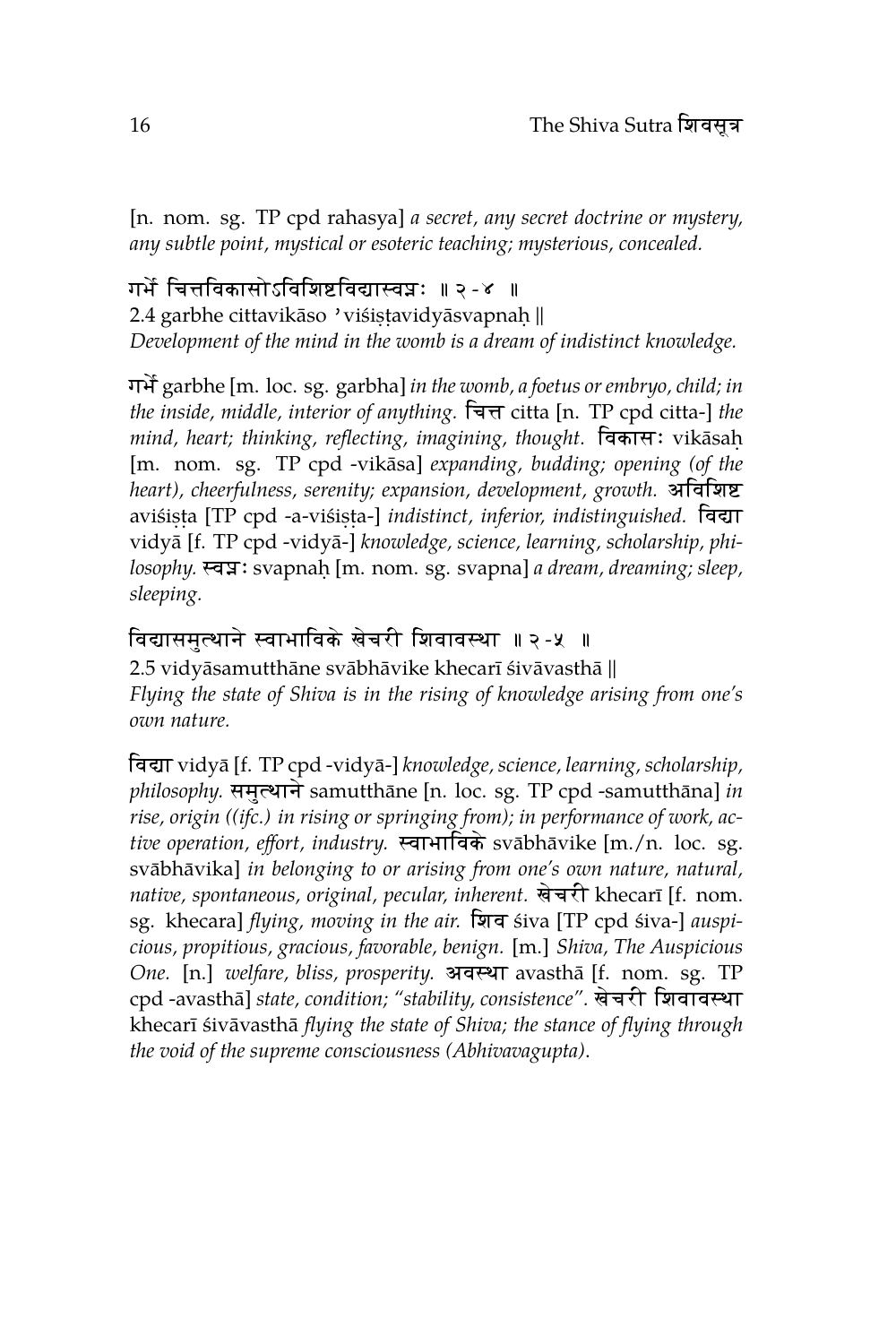[n. nom. sg. TP cpd rahasya] *a secret, any secret doctrine or mystery, any subtle point, mystical or esoteric teaching; mysterious, concealed.*

गर्भे चित्तविकासोऽविशिष्टविद्यास्वप्नः ॥ २-४ ॥
2.4 garbhe cittavikāso 'viśiṣṭavidyāsvapnaḥ ||
*Development of the mind in the womb is a dream of indistinct knowledge.*

गर्भे garbhe [m. loc. sg. garbha] *in the womb, a foetus or embryo, child; in the inside, middle, interior of anything.* चित्त citta [n. TP cpd citta-] *the mind, heart; thinking, reflecting, imagining, thought.* विकासः vikāsaḥ [m. nom. sg. TP cpd -vikāsa] *expanding, budding; opening (of the heart), cheerfulness, serenity; expansion, development, growth.* अविशिष्ट aviśiṣṭa [TP cpd -a-viśiṣṭa-] *indistinct, inferior, indistinguished.* विद्या vidyā [f. TP cpd -vidyā-] *knowledge, science, learning, scholarship, philosophy.* स्वप्नः svapnaḥ [m. nom. sg. svapna] *a dream, dreaming; sleep, sleeping.*

विद्यासमुत्थाने स्वाभाविके खेचरी शिवावस्था ॥ २-५ ॥
2.5 vidyāsamutthāne svābhāvike khecarī śivāvasthā ||
*Flying the state of Shiva is in the rising of knowledge arising from one's own nature.*

विद्या vidyā [f. TP cpd -vidyā-] *knowledge, science, learning, scholarship, philosophy.* समुत्थाने samutthāne [n. loc. sg. TP cpd -samutthāna] *in rise, origin ((ifc.) in rising or springing from); in performance of work, active operation, effort, industry.* स्वाभाविके svābhāvike [m./n. loc. sg. svābhāvika] *in belonging to or arising from one's own nature, natural, native, spontaneous, original, pecular, inherent.* खेचरी khecarī [f. nom. sg. khecara] *flying, moving in the air.* शिव śiva [TP cpd śiva-] *auspicious, propitious, gracious, favorable, benign.* [m.] *Shiva, The Auspicious One.* [n.] *welfare, bliss, prosperity.* अवस्था avasthā [f. nom. sg. TP cpd -avasthā] *state, condition; "stability, consistence".* खेचरी शिवावस्था khecarī śivāvasthā *flying the state of Shiva; the stance of flying through the void of the supreme consciousness (Abhivavagupta).*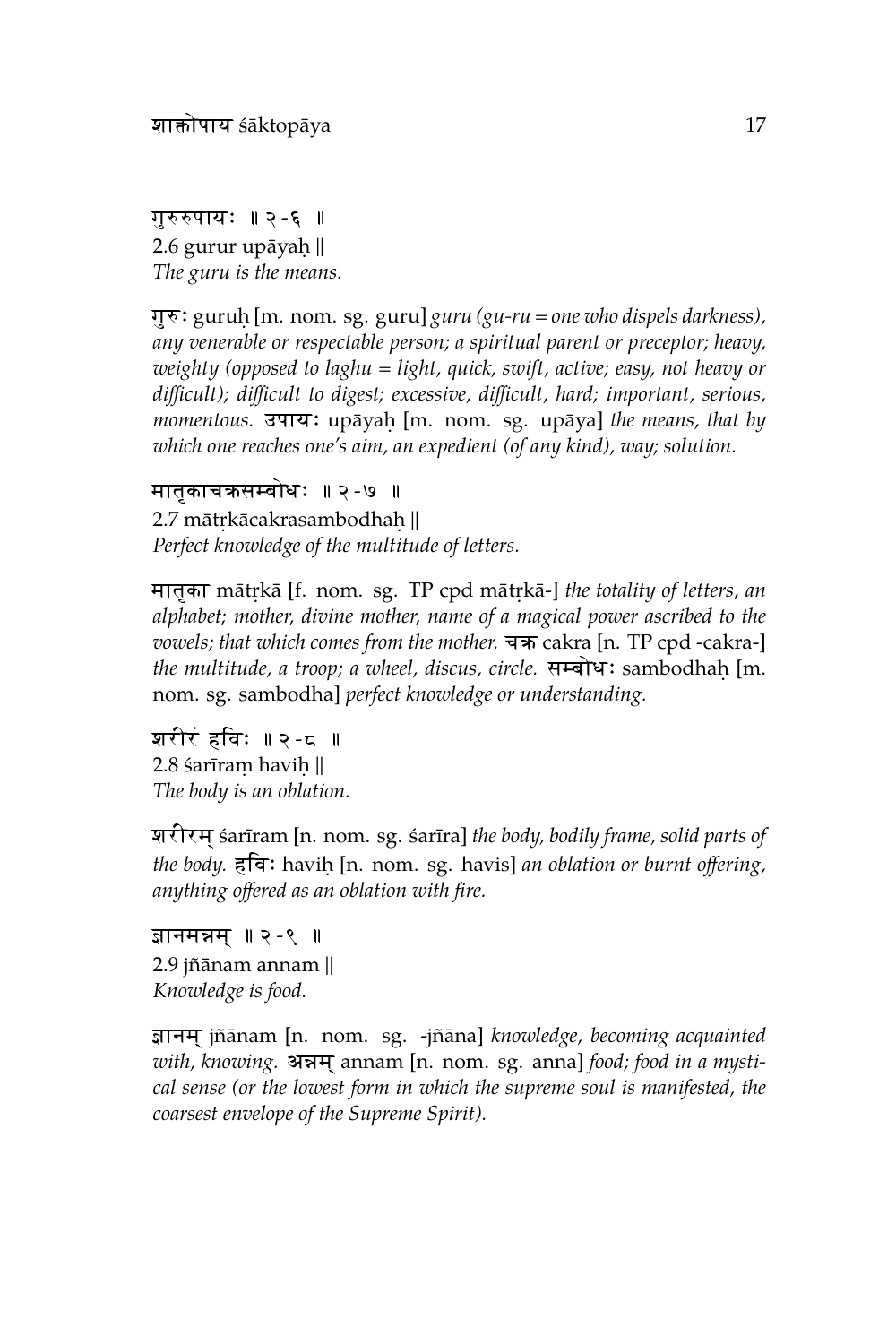गुरुरुपायः ॥ २-६ ॥
2.6 gurur upāyaḥ ||
*The guru is the means.*

गुरुः guruḥ [m. nom. sg. guru] *guru (gu-ru = one who dispels darkness), any venerable or respectable person; a spiritual parent or preceptor; heavy, weighty (opposed to laghu = light, quick, swift, active; easy, not heavy or difficult); difficult to digest; excessive, difficult, hard; important, serious, momentous.* उपायः upāyaḥ [m. nom. sg. upāya] *the means, that by which one reaches one's aim, an expedient (of any kind), way; solution.*

मातृकाचक्रसम्बोधः ॥ २-७ ॥
2.7 mātṛkācakrasambodhaḥ ||
*Perfect knowledge of the multitude of letters.*

मातृका mātṛkā [f. nom. sg. TP cpd mātṛkā-] *the totality of letters, an alphabet; mother, divine mother, name of a magical power ascribed to the vowels; that which comes from the mother.* चक्र cakra [n. TP cpd -cakra-] *the multitude, a troop; a wheel, discus, circle.* सम्बोधः sambodhaḥ [m. nom. sg. sambodha] *perfect knowledge or understanding.*

शरीरं हविः ॥ २-८ ॥
2.8 śarīraṃ haviḥ ||
*The body is an oblation.*

शरीरम् śarīram [n. nom. sg. śarīra] *the body, bodily frame, solid parts of the body.* हविः haviḥ [n. nom. sg. havis] *an oblation or burnt offering, anything offered as an oblation with fire.*

ज्ञानमन्नम् ॥ २-९ ॥
2.9 jñānam annam ||
*Knowledge is food.*

ज्ञानम् jñānam [n. nom. sg. -jñāna] *knowledge, becoming acquainted with, knowing.* अन्नम् annam [n. nom. sg. anna] *food; food in a mystical sense (or the lowest form in which the supreme soul is manifested, the coarsest envelope of the Supreme Spirit).*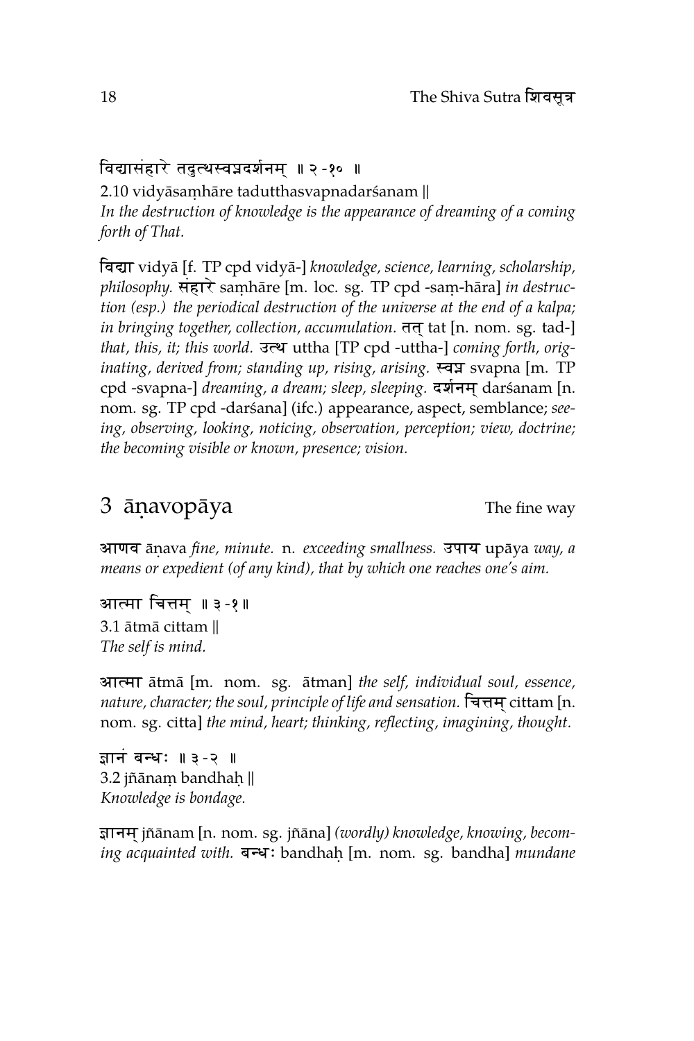विद्यासंहारे तदुत्थस्वप्नदर्शनम् ॥ २-१० ॥

2.10 vidyāsaṃhāre tadutthasvapnadarśanam ||
*In the destruction of knowledge is the appearance of dreaming of a coming forth of That.*

विद्या vidyā [f. TP cpd vidyā-] *knowledge, science, learning, scholarship, philosophy.* संहारे saṃhāre [m. loc. sg. TP cpd -saṃ-hāra] *in destruction (esp.) the periodical destruction of the universe at the end of a kalpa; in bringing together, collection, accumulation.* तत् tat [n. nom. sg. tad-] *that, this, it; this world.* उत्थ uttha [TP cpd -uttha-] *coming forth, originating, derived from; standing up, rising, arising.* स्वप्न svapna [m. TP cpd -svapna-] *dreaming, a dream; sleep, sleeping.* दर्शनम् darśanam [n. nom. sg. TP cpd -darśana] (ifc.) appearance, aspect, semblance; *seeing, observing, looking, noticing, observation, perception; view, doctrine; the becoming visible or known, presence; vision.*

## 3 āṇavopāya — The fine way

आणव āṇava *fine, minute.* n. *exceeding smallness.* उपाय upāya *way, a means or expedient (of any kind), that by which one reaches one's aim.*

आत्मा चित्तम् ॥ ३-१ ॥

3.1 ātmā cittam ||
*The self is mind.*

आत्मा ātmā [m. nom. sg. ātman] *the self, individual soul, essence, nature, character; the soul, principle of life and sensation.* चित्तम् cittam [n. nom. sg. citta] *the mind, heart; thinking, reflecting, imagining, thought.*

ज्ञानं बन्धः ॥ ३-२ ॥

3.2 jñānaṃ bandhaḥ ||
*Knowledge is bondage.*

ज्ञानम् jñānam [n. nom. sg. jñāna] *(wordly) knowledge, knowing, becoming acquainted with.* बन्धः bandhaḥ [m. nom. sg. bandha] *mundane*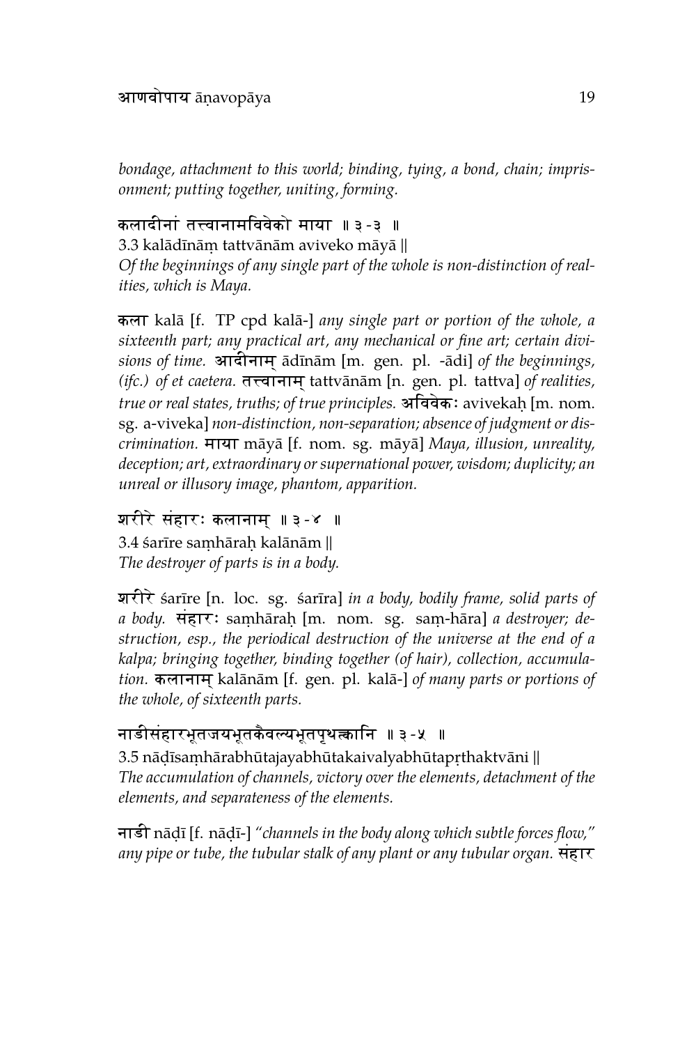*bondage, attachment to this world; binding, tying, a bond, chain; imprisonment; putting together, uniting, forming.*

कलादीनां तत्त्वानामविवेको माया ॥ ३-३ ॥

3.3 kalādīnāṃ tattvānām aviveko māyā ||

*Of the beginnings of any single part of the whole is non-distinction of realities, which is Maya.*

**कला** kalā [f. TP cpd kalā-] *any single part or portion of the whole, a sixteenth part; any practical art, any mechanical or fine art; certain divisions of time.* **आदीनाम्** ādīnām [m. gen. pl. -ādi] *of the beginnings, (ifc.) of et caetera.* **तत्त्वानाम्** tattvānām [n. gen. pl. tattva] *of realities, true or real states, truths; of true principles.* **अविवेकः** avivekaḥ [m. nom. sg. a-viveka] *non-distinction, non-separation; absence of judgment or discrimination.* **माया** māyā [f. nom. sg. māyā] *Maya, illusion, unreality, deception; art, extraordinary or supernational power, wisdom; duplicity; an unreal or illusory image, phantom, apparition.*

शरीरे संहारः कलानाम् ॥ ३-४ ॥

3.4 śarīre saṃhāraḥ kalānām ||

*The destroyer of parts is in a body.*

**शरीरे** śarīre [n. loc. sg. śarīra] *in a body, bodily frame, solid parts of a body.* **संहारः** saṃhāraḥ [m. nom. sg. saṃ-hāra] *a destroyer; destruction, esp., the periodical destruction of the universe at the end of a kalpa; bringing together, binding together (of hair), collection, accumulation.* **कलानाम्** kalānām [f. gen. pl. kalā-] *of many parts or portions of the whole, of sixteenth parts.*

नाडीसंहारभूतजयभूतकैवल्यभूतपृथक्त्वानि ॥ ३-५ ॥

3.5 nāḍīsaṃhārabhūtajayabhūtakaivalyabhūtapṛthaktvāni ||

*The accumulation of channels, victory over the elements, detachment of the elements, and separateness of the elements.*

**नाडी** nāḍī [f. nāḍī-] *"channels in the body along which subtle forces flow," any pipe or tube, the tubular stalk of any plant or any tubular organ.* **संहार**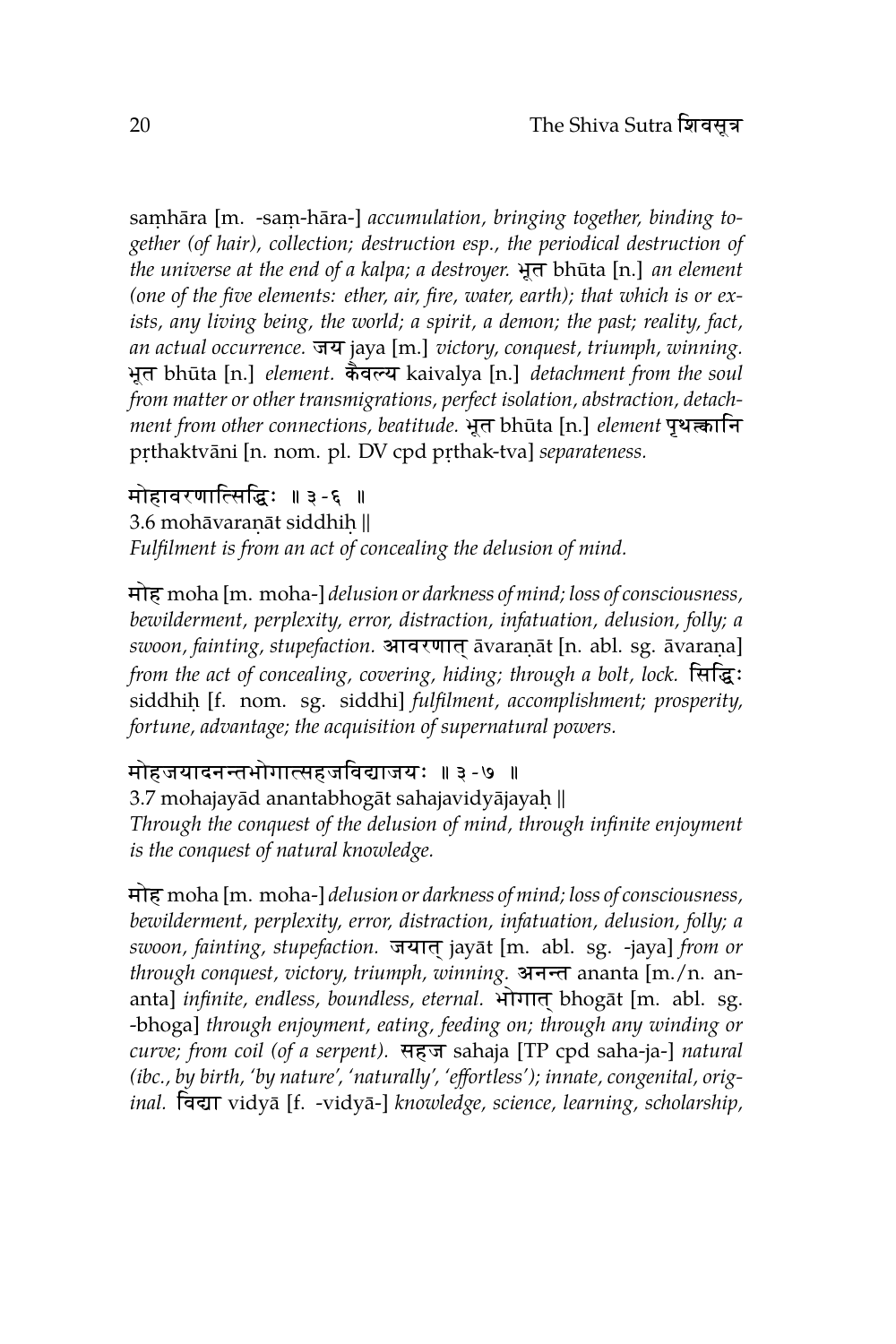saṃhāra [m. -saṃ-hāra-] *accumulation, bringing together, binding together (of hair), collection; destruction esp., the periodical destruction of the universe at the end of a kalpa; a destroyer.* भूत bhūta [n.] *an element (one of the five elements: ether, air, fire, water, earth); that which is or exists, any living being, the world; a spirit, a demon; the past; reality, fact, an actual occurrence.* जय jaya [m.] *victory, conquest, triumph, winning.* भूत bhūta [n.] *element.* कैवल्य kaivalya [n.] *detachment from the soul from matter or other transmigrations, perfect isolation, abstraction, detachment from other connections, beatitude.* भूत bhūta [n.] *element* पृथक्त्वानि pṛthaktvāni [n. nom. pl. DV cpd pṛthak-tva] *separateness.*

मोहावरणात्सिद्धिः ॥ ३-६ ॥
3.6 mohāvaraṇāt siddhiḥ ||
*Fulfilment is from an act of concealing the delusion of mind.*

मोह moha [m. moha-] *delusion or darkness of mind; loss of consciousness, bewilderment, perplexity, error, distraction, infatuation, delusion, folly; a swoon, fainting, stupefaction.* आवरणात् āvaraṇāt [n. abl. sg. āvaraṇa] *from the act of concealing, covering, hiding; through a bolt, lock.* सिद्धिः siddhiḥ [f. nom. sg. siddhi] *fulfilment, accomplishment; prosperity, fortune, advantage; the acquisition of supernatural powers.*

मोहजयादनन्तभोगात्सहजविद्याजयः ॥ ३-७ ॥
3.7 mohajayād anantabhogāt sahajavidyājayaḥ ||
*Through the conquest of the delusion of mind, through infinite enjoyment is the conquest of natural knowledge.*

मोह moha [m. moha-] *delusion or darkness of mind; loss of consciousness, bewilderment, perplexity, error, distraction, infatuation, delusion, folly; a swoon, fainting, stupefaction.* जयात् jayāt [m. abl. sg. -jaya] *from or through conquest, victory, triumph, winning.* अनन्त ananta [m./n. ananta] *infinite, endless, boundless, eternal.* भोगात् bhogāt [m. abl. sg. -bhoga] *through enjoyment, eating, feeding on; through any winding or curve; from coil (of a serpent).* सहज sahaja [TP cpd saha-ja-] *natural (ibc., by birth, 'by nature', 'naturally', 'effortless'); innate, congenital, original.* विद्या vidyā [f. -vidyā-] *knowledge, science, learning, scholarship,*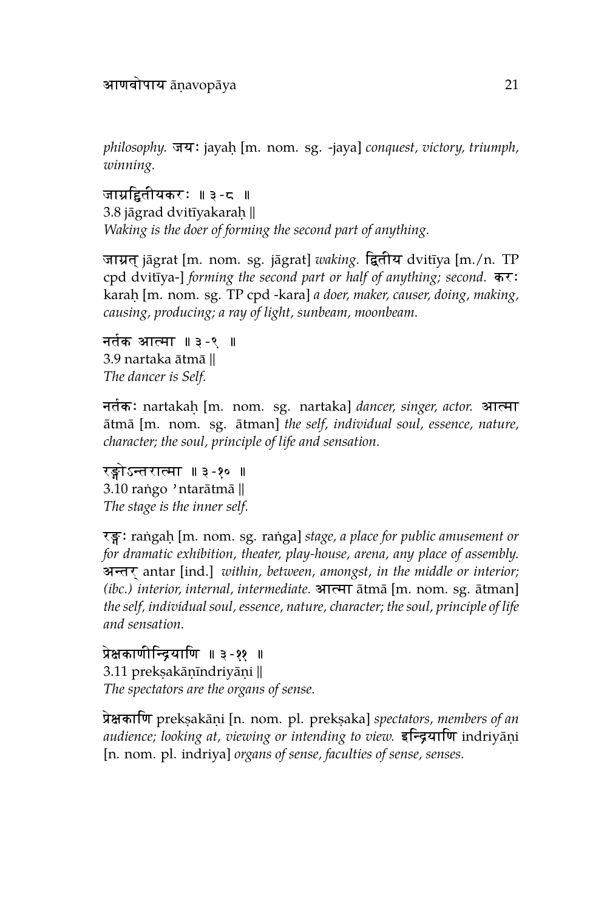*philosophy.* जयः jayaḥ [m. nom. sg. -jaya] *conquest, victory, triumph, winning.*

जाग्रद्द्वितीयकरः ॥ ३-८ ॥
3.8 jāgrad dvitīyakaraḥ ||
*Waking is the doer of forming the second part of anything.*

जाग्रत् jāgrat [m. nom. sg. jāgrat] *waking.* द्वितीय dvitīya [m./n. TP cpd dvitīya-] *forming the second part or half of anything; second.* करः karaḥ [m. nom. sg. TP cpd -kara] *a doer, maker, causer, doing, making, causing, producing; a ray of light, sunbeam, moonbeam.*

नर्तक आत्मा ॥ ३-९ ॥
3.9 nartaka ātmā ||
*The dancer is Self.*

नर्तकः nartakaḥ [m. nom. sg. nartaka] *dancer, singer, actor.* आत्मा ātmā [m. nom. sg. ātman] *the self, individual soul, essence, nature, character; the soul, principle of life and sensation.*

रङ्गोऽन्तरात्मा ॥ ३-१० ॥
3.10 raṅgo 'ntarātmā ||
*The stage is the inner self.*

रङ्गः raṅgaḥ [m. nom. sg. raṅga] *stage, a place for public amusement or for dramatic exhibition, theater, play-house, arena, any place of assembly.* अन्तर् antar [ind.] *within, between, amongst, in the middle or interior; (ibc.) interior, internal, intermediate.* आत्मा ātmā [m. nom. sg. ātman] *the self, individual soul, essence, nature, character; the soul, principle of life and sensation.*

प्रेक्षकाणीन्द्रियाणि ॥ ३-११ ॥
3.11 prekṣakāṇīndriyāṇi ||
*The spectators are the organs of sense.*

प्रेक्षकाणि prekṣakāṇi [n. nom. pl. prekṣaka] *spectators, members of an audience; looking at, viewing or intending to view.* इन्द्रियाणि indriyāṇi [n. nom. pl. indriya] *organs of sense, faculties of sense, senses.*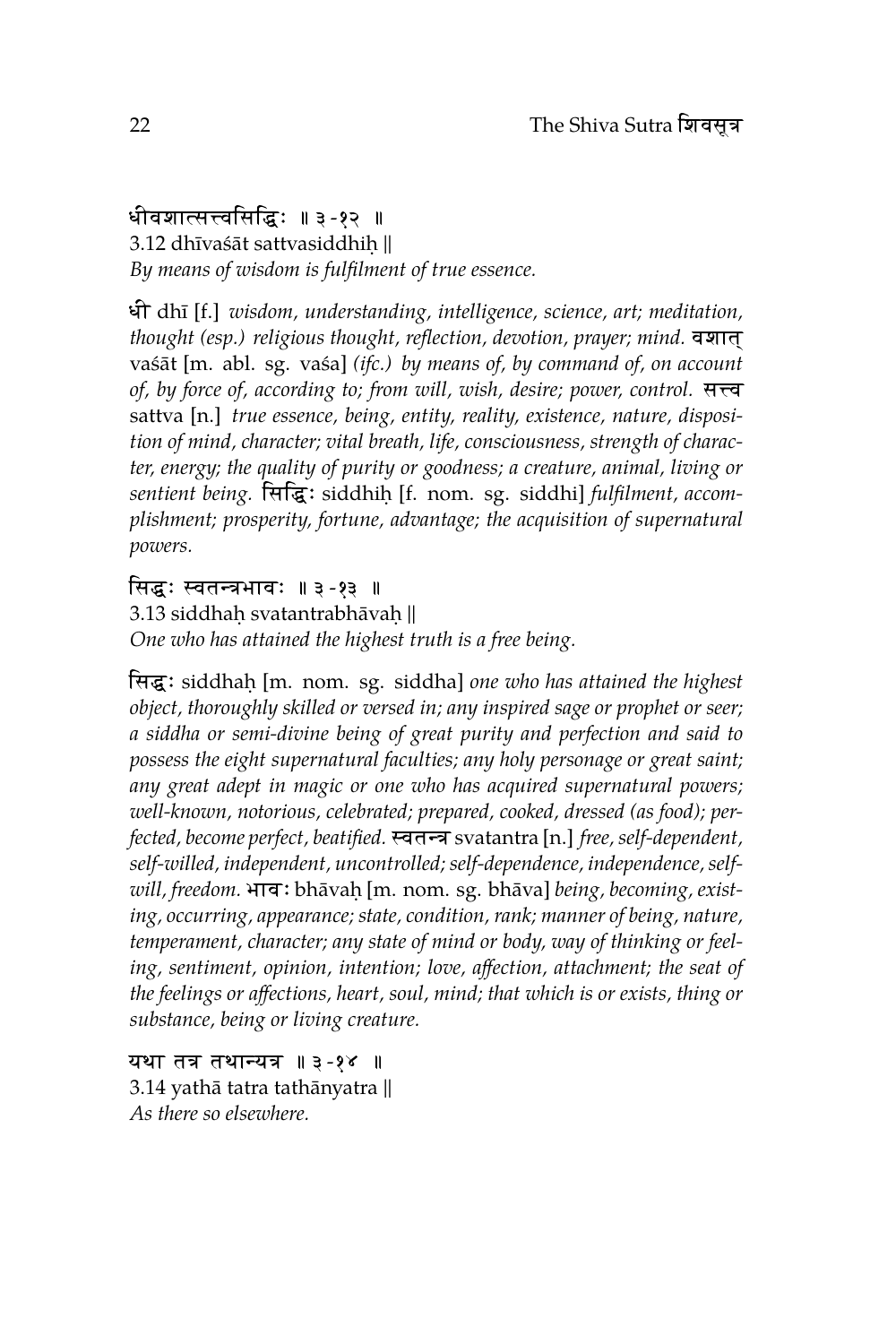धीवशात्सत्त्वसिद्धिः ॥ ३-१२ ॥
3.12 dhīvaśāt sattvasiddhiḥ ||
*By means of wisdom is fulfilment of true essence.*

धी dhī [f.] *wisdom, understanding, intelligence, science, art; meditation, thought (esp.) religious thought, reflection, devotion, prayer; mind.* वशात् vaśāt [m. abl. sg. vaśa] *(ifc.) by means of, by command of, on account of, by force of, according to; from will, wish, desire; power, control.* सत्त्व sattva [n.] *true essence, being, entity, reality, existence, nature, disposition of mind, character; vital breath, life, consciousness, strength of character, energy; the quality of purity or goodness; a creature, animal, living or sentient being.* सिद्धिः siddhiḥ [f. nom. sg. siddhi] *fulfilment, accomplishment; prosperity, fortune, advantage; the acquisition of supernatural powers.*

सिद्धः स्वतन्त्रभावः ॥ ३-१३ ॥
3.13 siddhaḥ svatantrabhāvaḥ ||
*One who has attained the highest truth is a free being.*

सिद्धः siddhaḥ [m. nom. sg. siddha] *one who has attained the highest object, thoroughly skilled or versed in; any inspired sage or prophet or seer; a siddha or semi-divine being of great purity and perfection and said to possess the eight supernatural faculties; any holy personage or great saint; any great adept in magic or one who has acquired supernatural powers; well-known, notorious, celebrated; prepared, cooked, dressed (as food); perfected, become perfect, beatified.* स्वतन्त्र svatantra [n.] *free, self-dependent, self-willed, independent, uncontrolled; self-dependence, independence, self-will, freedom.* भावः bhāvaḥ [m. nom. sg. bhāva] *being, becoming, existing, occurring, appearance; state, condition, rank; manner of being, nature, temperament, character; any state of mind or body, way of thinking or feeling, sentiment, opinion, intention; love, affection, attachment; the seat of the feelings or affections, heart, soul, mind; that which is or exists, thing or substance, being or living creature.*

यथा तत्र तथान्यत्र ॥ ३-१४ ॥
3.14 yathā tatra tathānyatra ||
*As there so elsewhere.*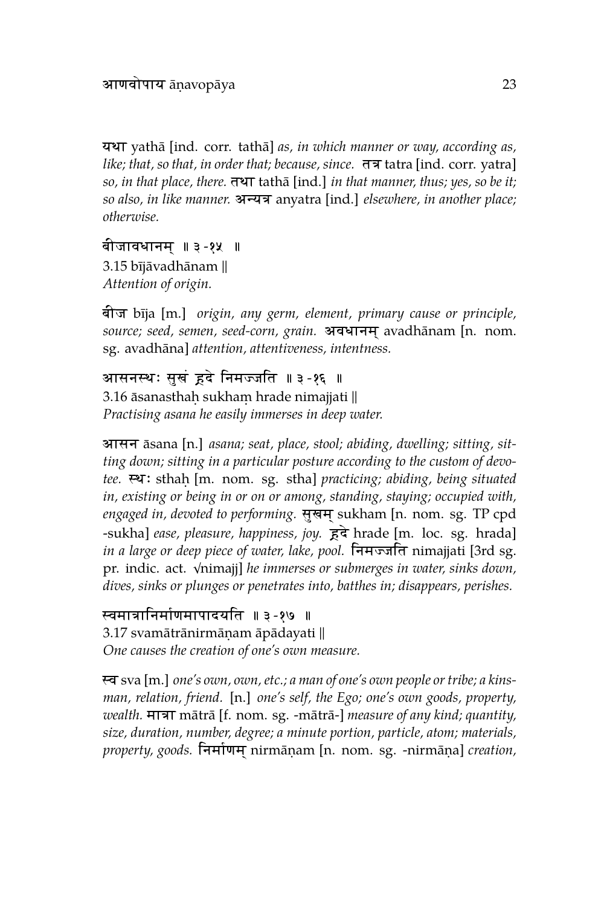**यथा** yathā [ind. corr. tathā] *as, in which manner or way, according as, like; that, so that, in order that; because, since.* **तत्र** tatra [ind. corr. yatra] *so, in that place, there.* **तथा** tathā [ind.] *in that manner, thus; yes, so be it; so also, in like manner.* **अन्यत्र** anyatra [ind.] *elsewhere, in another place; otherwise.*

बीजावधानम् ॥ ३-१५ ॥
3.15 bījāvadhānam ||
*Attention of origin.*

**बीज** bīja [m.] *origin, any germ, element, primary cause or principle, source; seed, semen, seed-corn, grain.* **अवधानम्** avadhānam [n. nom. sg. avadhāna] *attention, attentiveness, intentness.*

आसनस्थः सुखं ह्रदे निमज्जति ॥ ३-१६ ॥
3.16 āsanasthaḥ sukhaṃ hrade nimajjati ||
*Practising asana he easily immerses in deep water.*

**आसन** āsana [n.] *asana; seat, place, stool; abiding, dwelling; sitting, sitting down; sitting in a particular posture according to the custom of devotee.* **स्थः** sthaḥ [m. nom. sg. stha] *practicing; abiding, being situated in, existing or being in or on or among, standing, staying; occupied with, engaged in, devoted to performing.* **सुखम्** sukham [n. nom. sg. TP cpd -sukha] *ease, pleasure, happiness, joy.* **ह्रदे** hrade [m. loc. sg. hrada] *in a large or deep piece of water, lake, pool.* **निमज्जति** nimajjati [3rd sg. pr. indic. act. √nimajj] *he immerses or submerges in water, sinks down, dives, sinks or plunges or penetrates into, batthes in; disappears, perishes.*

स्वमात्रानिर्माणमापादयति ॥ ३-१७ ॥
3.17 svamātrānirmāṇam āpādayati ||
*One causes the creation of one's own measure.*

**स्व** sva [m.] *one's own, own, etc.; a man of one's own people or tribe; a kinsman, relation, friend.* [n.] *one's self, the Ego; one's own goods, property, wealth.* **मात्रा** mātrā [f. nom. sg. -mātrā-] *measure of any kind; quantity, size, duration, number, degree; a minute portion, particle, atom; materials, property, goods.* **निर्माणम्** nirmāṇam [n. nom. sg. -nirmāṇa] *creation,*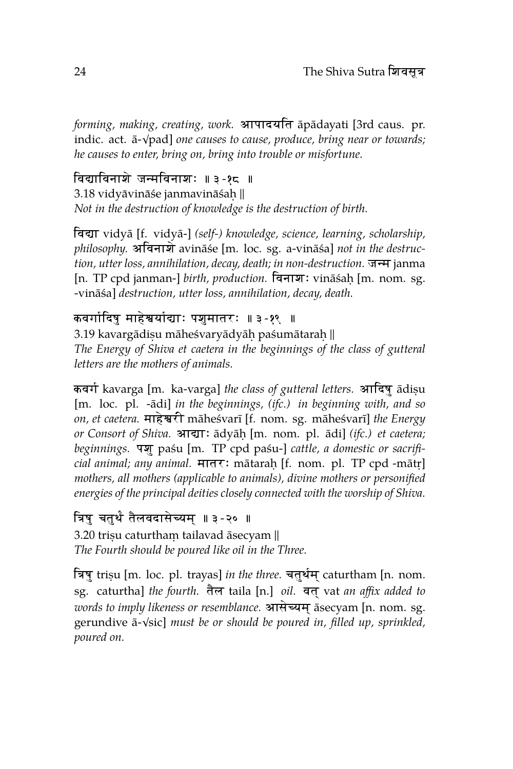*forming, making, creating, work.* आपादयति āpādayati [3rd caus. pr. indic. act. ā-√pad] *one causes to cause, produce, bring near or towards; he causes to enter, bring on, bring into trouble or misfortune.*

विद्याविनाशे जन्मविनाशः ॥ ३-१८ ॥
3.18 vidyāvināśe janmavināśaḥ ||
*Not in the destruction of knowledge is the destruction of birth.*

विद्या vidyā [f. vidyā-] *(self-) knowledge, science, learning, scholarship, philosophy.* अविनाशे avināśe [m. loc. sg. a-vināśa] *not in the destruction, utter loss, annihilation, decay, death; in non-destruction.* जन्म janma [n. TP cpd janman-] *birth, production.* विनाशः vināśaḥ [m. nom. sg. -vināśa] *destruction, utter loss, annihilation, decay, death.*

कवर्गादिषु माहेश्वर्याद्याः पशुमातरः ॥ ३-१९ ॥
3.19 kavargādiṣu māheśvaryādyāḥ paśumātaraḥ ||
*The Energy of Shiva et caetera in the beginnings of the class of gutteral letters are the mothers of animals.*

कवर्ग kavarga [m. ka-varga] *the class of gutteral letters.* आदिषु ādiṣu [m. loc. pl. -ādi] *in the beginnings, (ifc.) in beginning with, and so on, et caetera.* माहेश्वरी māheśvarī [f. nom. sg. māheśvarī] *the Energy or Consort of Shiva.* आद्याः ādyāḥ [m. nom. pl. ādi] *(ifc.) et caetera; beginnings.* पशु paśu [m. TP cpd paśu-] *cattle, a domestic or sacrificial animal; any animal.* मातरः mātaraḥ [f. nom. pl. TP cpd -mātṛ] *mothers, all mothers (applicable to animals), divine mothers or personified energies of the principal deities closely connected with the worship of Shiva.*

त्रिषु चतुर्थं तैलवदासेच्यम् ॥ ३-२० ॥
3.20 triṣu caturthaṃ tailavad āsecyam ||
*The Fourth should be poured like oil in the Three.*

त्रिषु triṣu [m. loc. pl. trayas] *in the three.* चतुर्थम् caturtham [n. nom. sg. caturtha] *the fourth.* तैल taila [n.] *oil.* वत् vat *an affix added to words to imply likeness or resemblance.* आसेच्यम् āsecyam [n. nom. sg. gerundive ā-√sic] *must be or should be poured in, filled up, sprinkled, poured on.*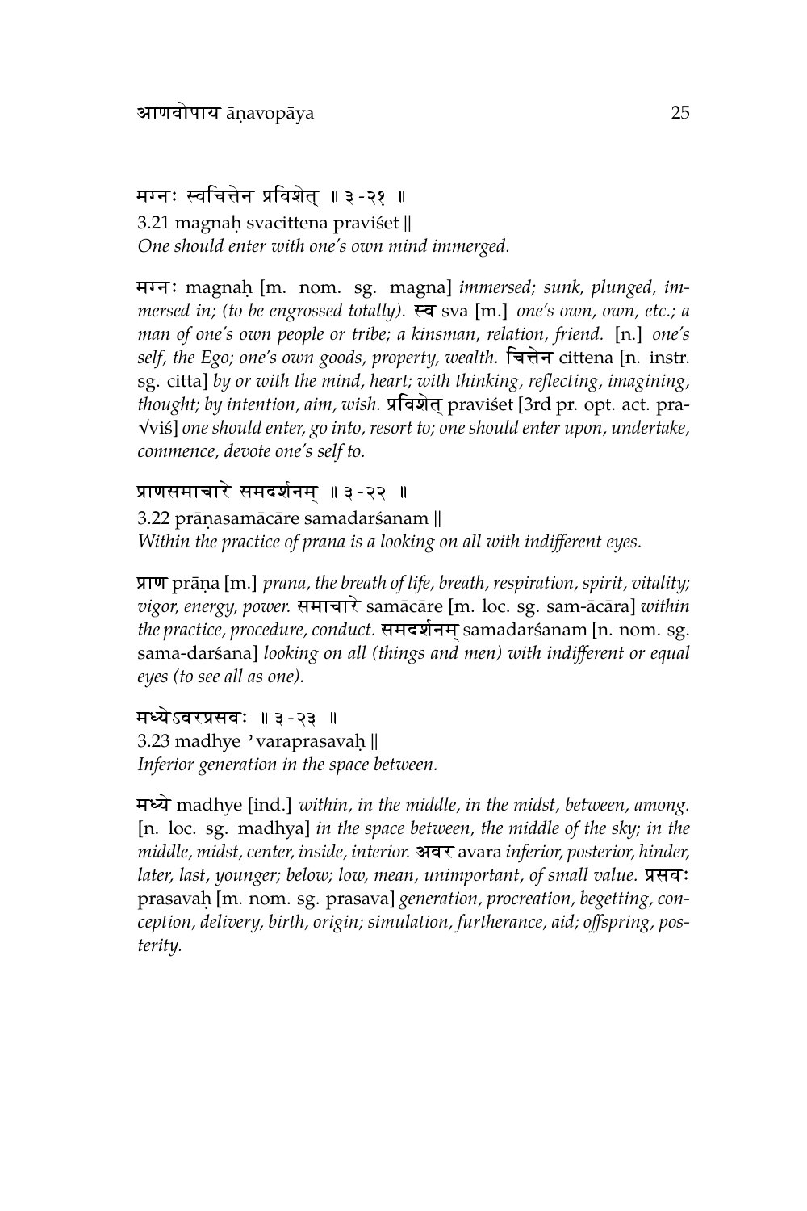मग्नः स्वचित्तेन प्रविशेत् ॥ ३-२१ ॥

3.21 magnaḥ svacittena praviśet ||
*One should enter with one's own mind immerged.*

मग्नः magnaḥ [m. nom. sg. magna] *immersed; sunk, plunged, immersed in; (to be engrossed totally).* स्व sva [m.] *one's own, own, etc.; a man of one's own people or tribe; a kinsman, relation, friend.* [n.] *one's self, the Ego; one's own goods, property, wealth.* चित्तेन cittena [n. instr. sg. citta] *by or with the mind, heart; with thinking, reflecting, imagining, thought; by intention, aim, wish.* प्रविशेत् praviśet [3rd pr. opt. act. pra-√viś] *one should enter, go into, resort to; one should enter upon, undertake, commence, devote one's self to.*

प्राणसमाचारे समदर्शनम् ॥ ३-२२ ॥

3.22 prāṇasamācāre samadarśanam ||
*Within the practice of prana is a looking on all with indifferent eyes.*

प्राण prāṇa [m.] *prana, the breath of life, breath, respiration, spirit, vitality; vigor, energy, power.* समाचारे samācāre [m. loc. sg. sam-ācāra] *within the practice, procedure, conduct.* समदर्शनम् samadarśanam [n. nom. sg. sama-darśana] *looking on all (things and men) with indifferent or equal eyes (to see all as one).*

मध्येऽवरप्रसवः ॥ ३-२३ ॥

3.23 madhye 'varaprasavaḥ ||
*Inferior generation in the space between.*

मध्ये madhye [ind.] *within, in the middle, in the midst, between, among.* [n. loc. sg. madhya] *in the space between, the middle of the sky; in the middle, midst, center, inside, interior.* अवर avara *inferior, posterior, hinder, later, last, younger; below; low, mean, unimportant, of small value.* प्रसवः prasavaḥ [m. nom. sg. prasava] *generation, procreation, begetting, conception, delivery, birth, origin; simulation, furtherance, aid; offspring, posterity.*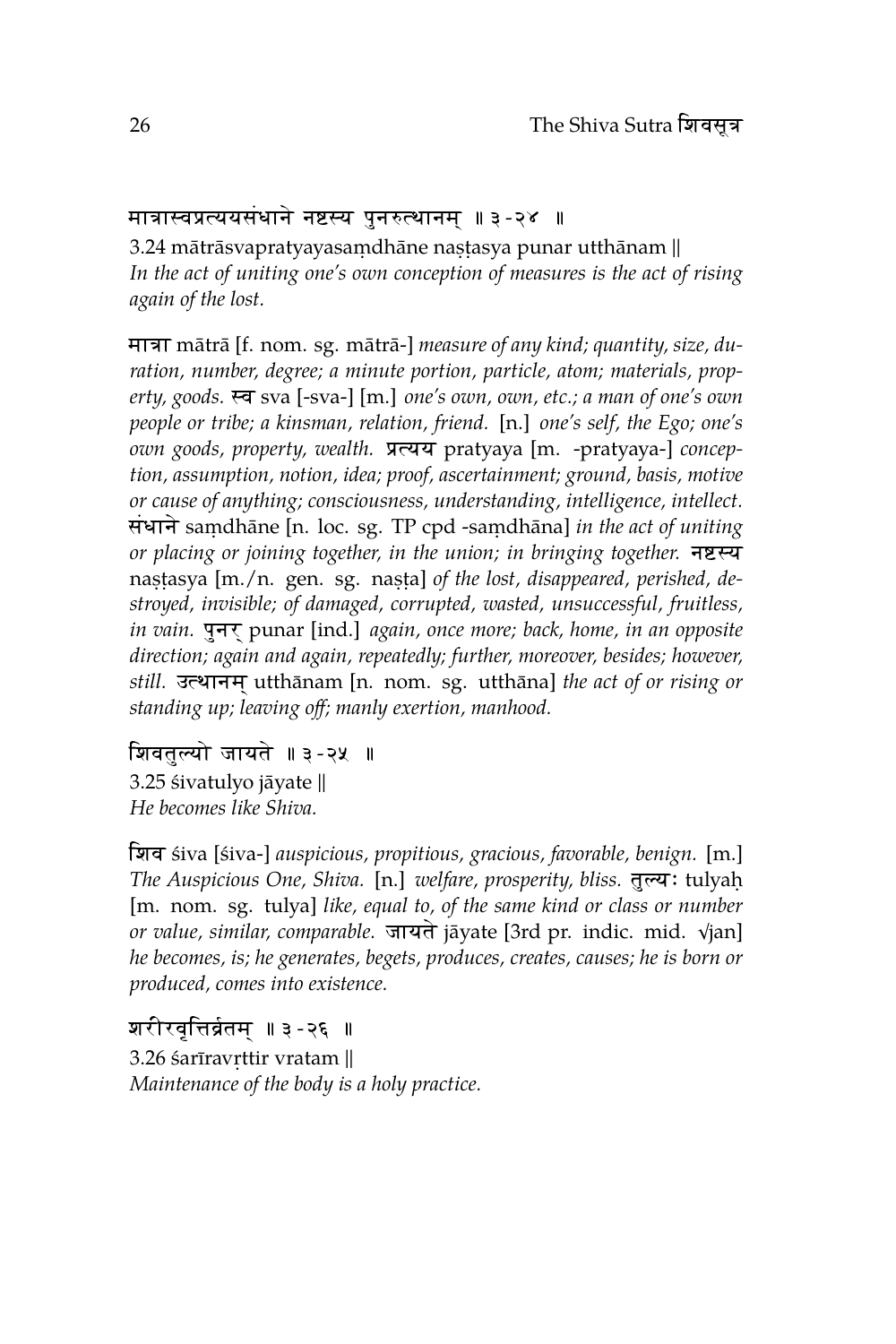मात्रास्वप्रत्ययसंधाने नष्टस्य पुनरुत्थानम् ॥ ३-२४ ॥

3.24 mātrāsvapratyayasaṃdhāne naṣṭasya punar utthānam ||

*In the act of uniting one's own conception of measures is the act of rising again of the lost.*

मात्रा mātrā [f. nom. sg. mātrā-] *measure of any kind; quantity, size, duration, number, degree; a minute portion, particle, atom; materials, property, goods.* स्व sva [-sva-] [m.] *one's own, own, etc.; a man of one's own people or tribe; a kinsman, relation, friend.* [n.] *one's self, the Ego; one's own goods, property, wealth.* प्रत्यय pratyaya [m. -pratyaya-] *conception, assumption, notion, idea; proof, ascertainment; ground, basis, motive or cause of anything; consciousness, understanding, intelligence, intellect.* संधाने saṃdhāne [n. loc. sg. TP cpd -saṃdhāna] *in the act of uniting or placing or joining together, in the union; in bringing together.* नष्टस्य naṣṭasya [m./n. gen. sg. naṣṭa] *of the lost, disappeared, perished, destroyed, invisible; of damaged, corrupted, wasted, unsuccessful, fruitless, in vain.* पुनर् punar [ind.] *again, once more; back, home, in an opposite direction; again and again, repeatedly; further, moreover, besides; however, still.* उत्थानम् utthānam [n. nom. sg. utthāna] *the act of or rising or standing up; leaving off; manly exertion, manhood.*

शिवतुल्यो जायते ॥ ३-२५ ॥

3.25 śivatulyo jāyate ||

*He becomes like Shiva.*

शिव śiva [śiva-] *auspicious, propitious, gracious, favorable, benign.* [m.] *The Auspicious One, Shiva.* [n.] *welfare, prosperity, bliss.* तुल्यः tulyaḥ [m. nom. sg. tulya] *like, equal to, of the same kind or class or number or value, similar, comparable.* जायते jāyate [3rd pr. indic. mid. √jan] *he becomes, is; he generates, begets, produces, creates, causes; he is born or produced, comes into existence.*

शरीरवृत्तिर्व्रतम् ॥ ३-२६ ॥

3.26 śarīravṛttir vratam ||

*Maintenance of the body is a holy practice.*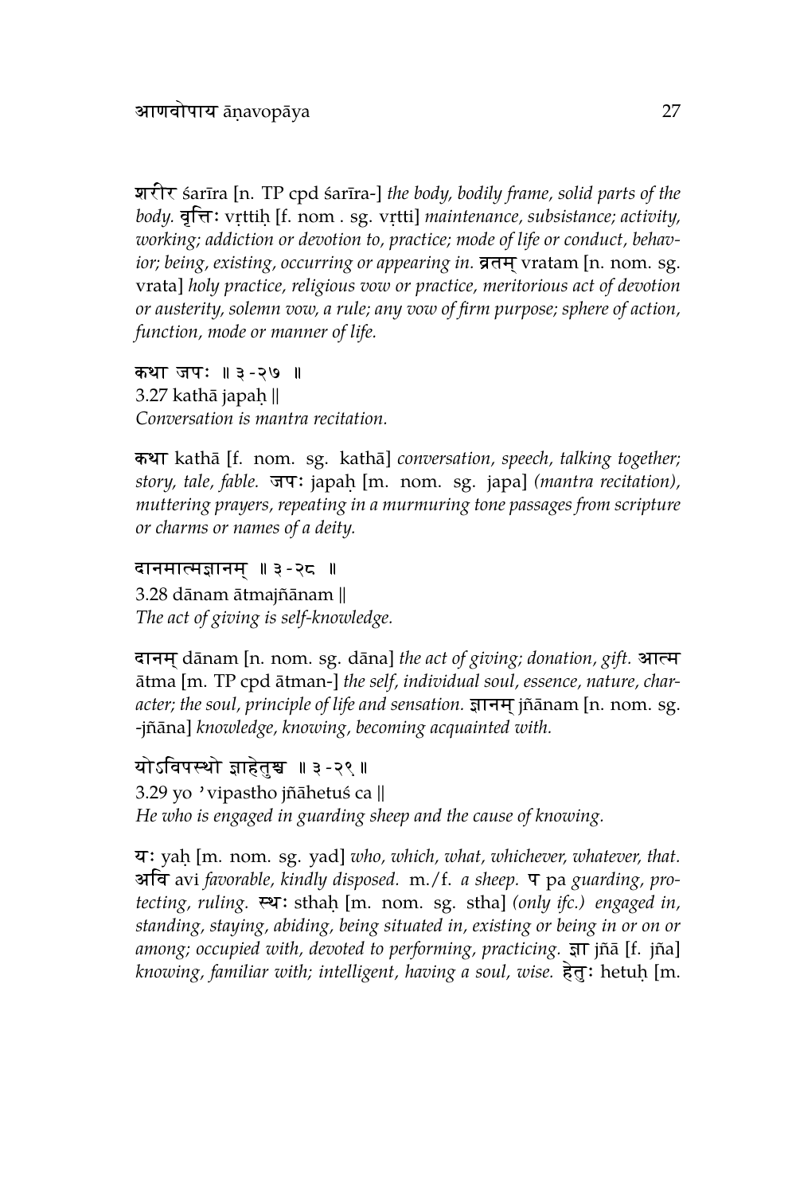शरीर śarīra [n. TP cpd śarīra-] *the body, bodily frame, solid parts of the body.* वृत्तिः vṛttiḥ [f. nom . sg. vṛtti] *maintenance, subsistance; activity, working; addiction or devotion to, practice; mode of life or conduct, behavior; being, existing, occurring or appearing in.* व्रतम् vratam [n. nom. sg. vrata] *holy practice, religious vow or practice, meritorious act of devotion or austerity, solemn vow, a rule; any vow of firm purpose; sphere of action, function, mode or manner of life.*

कथा जपः ॥ ३-२७ ॥
3.27 kathā japaḥ ||
*Conversation is mantra recitation.*

कथा kathā [f. nom. sg. kathā] *conversation, speech, talking together; story, tale, fable.* जपः japaḥ [m. nom. sg. japa] *(mantra recitation), muttering prayers, repeating in a murmuring tone passages from scripture or charms or names of a deity.*

दानमात्मज्ञानम् ॥ ३-२८ ॥
3.28 dānam ātmajñānam ||
*The act of giving is self-knowledge.*

दानम् dānam [n. nom. sg. dāna] *the act of giving; donation, gift.* आत्म ātma [m. TP cpd ātman-] *the self, individual soul, essence, nature, character; the soul, principle of life and sensation.* ज्ञानम् jñānam [n. nom. sg. -jñāna] *knowledge, knowing, becoming acquainted with.*

योऽविपस्थो ज्ञाहेतुश्च ॥ ३-२९ ॥
3.29 yo 'vipastho jñāhetuś ca ||
*He who is engaged in guarding sheep and the cause of knowing.*

यः yaḥ [m. nom. sg. yad] *who, which, what, whichever, whatever, that.* अवि avi *favorable, kindly disposed.* m./f. *a sheep.* प pa *guarding, protecting, ruling.* स्थः sthaḥ [m. nom. sg. stha] *(only ifc.) engaged in, standing, staying, abiding, being situated in, existing or being in or on or among; occupied with, devoted to performing, practicing.* ज्ञा jñā [f. jña] *knowing, familiar with; intelligent, having a soul, wise.* हेतुः hetuḥ [m.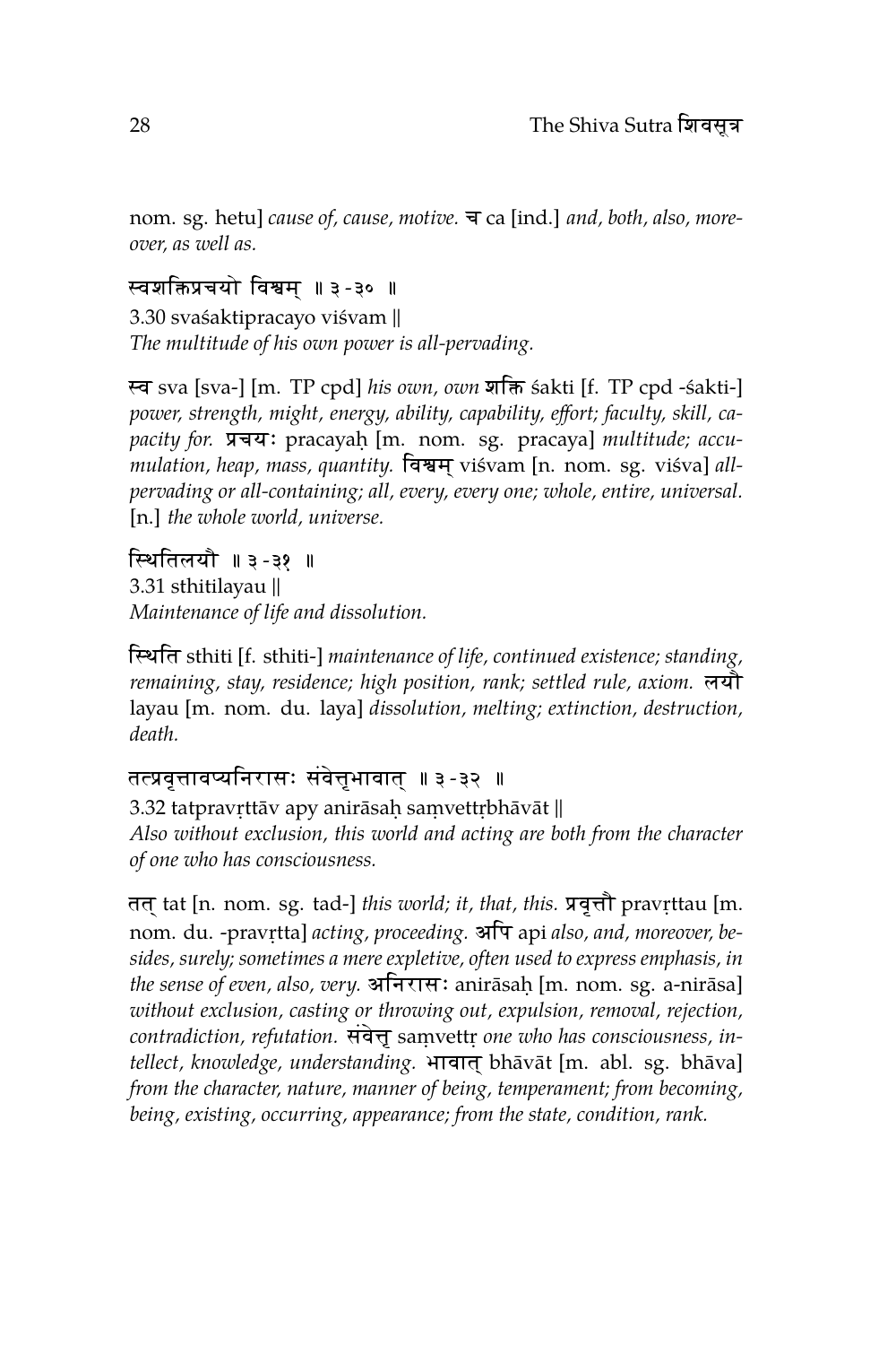nom. sg. hetu] *cause of, cause, motive.* च ca [ind.] *and, both, also, moreover, as well as.*

स्वशक्तिप्रचयो विश्वम् ॥ ३-३० ॥
3.30 svaśaktipracayo viśvam ||
*The multitude of his own power is all-pervading.*

स्व sva [sva-] [m. TP cpd] *his own, own* शक्ति śakti [f. TP cpd -śakti-] *power, strength, might, energy, ability, capability, effort; faculty, skill, capacity for.* प्रचयः pracayaḥ [m. nom. sg. pracaya] *multitude; accumulation, heap, mass, quantity.* विश्वम् viśvam [n. nom. sg. viśva] *all-pervading or all-containing; all, every, every one; whole, entire, universal.* [n.] *the whole world, universe.*

स्थितिलयौ ॥ ३-३१ ॥
3.31 sthitilayau ||
*Maintenance of life and dissolution.*

स्थिति sthiti [f. sthiti-] *maintenance of life, continued existence; standing, remaining, stay, residence; high position, rank; settled rule, axiom.* लयौ layau [m. nom. du. laya] *dissolution, melting; extinction, destruction, death.*

तत्प्रवृत्तावप्यनिरासः संवेत्तृभावात् ॥ ३-३२ ॥
3.32 tatpravṛttāv apy anirāsaḥ saṃvettṛbhāvāt ||
*Also without exclusion, this world and acting are both from the character of one who has consciousness.*

तत् tat [n. nom. sg. tad-] *this world; it, that, this.* प्रवृत्तौ pravṛttau [m. nom. du. -pravṛtta] *acting, proceeding.* अपि api *also, and, moreover, besides, surely; sometimes a mere expletive, often used to express emphasis, in the sense of even, also, very.* अनिरासः anirāsaḥ [m. nom. sg. a-nirāsa] *without exclusion, casting or throwing out, expulsion, removal, rejection, contradiction, refutation.* संवेत्तृ saṃvettṛ *one who has consciousness, intellect, knowledge, understanding.* भावात् bhāvāt [m. abl. sg. bhāva] *from the character, nature, manner of being, temperament; from becoming, being, existing, occurring, appearance; from the state, condition, rank.*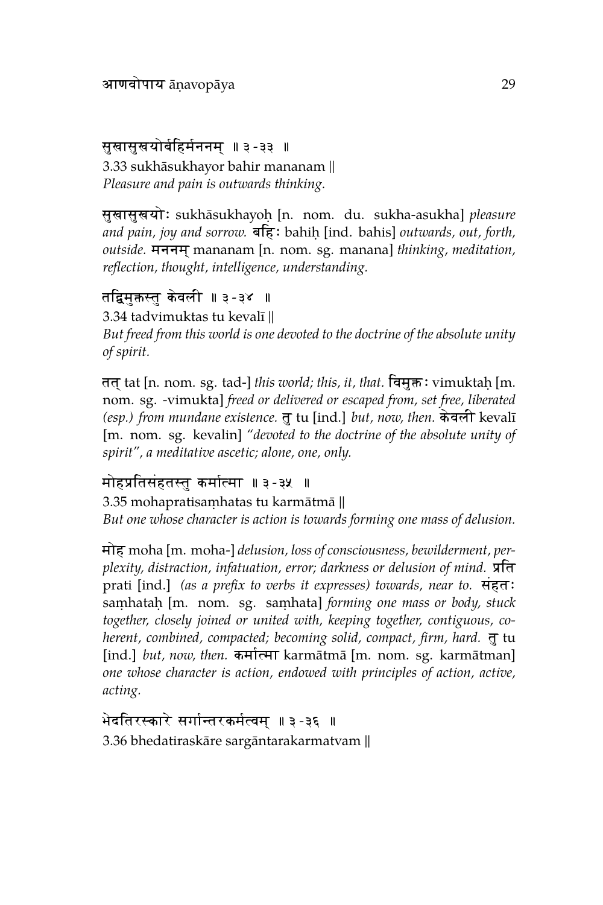सुखासुखयोर्बहिर्मननम् ॥ ३-३३ ॥

3.33 sukhāsukhayor bahir mananam ||

*Pleasure and pain is outwards thinking.*

सुखासुखयोः sukhāsukhayoḥ [n. nom. du. sukha-asukha] *pleasure and pain, joy and sorrow.* बहिः bahiḥ [ind. bahis] *outwards, out, forth, outside.* मननम् mananam [n. nom. sg. manana] *thinking, meditation, reflection, thought, intelligence, understanding.*

तद्विमुक्तस्तु केवली ॥ ३-३४ ॥

3.34 tadvimuktas tu kevalī ||

*But freed from this world is one devoted to the doctrine of the absolute unity of spirit.*

तत् tat [n. nom. sg. tad-] *this world; this, it, that.* विमुक्तः vimuktaḥ [m. nom. sg. -vimukta] *freed or delivered or escaped from, set free, liberated (esp.) from mundane existence.* तु tu [ind.] *but, now, then.* केवली kevalī [m. nom. sg. kevalin] *"devoted to the doctrine of the absolute unity of spirit", a meditative ascetic; alone, one, only.*

मोहप्रतिसंहतस्तु कर्मात्मा ॥ ३-३५ ॥

3.35 mohapratisaṃhatas tu karmātmā ||

*But one whose character is action is towards forming one mass of delusion.*

मोह moha [m. moha-] *delusion, loss of consciousness, bewilderment, perplexity, distraction, infatuation, error; darkness or delusion of mind.* प्रति prati [ind.] *(as a prefix to verbs it expresses) towards, near to.* संहतः saṃhataḥ [m. nom. sg. saṃhata] *forming one mass or body, stuck together, closely joined or united with, keeping together, contiguous, coherent, combined, compacted; becoming solid, compact, firm, hard.* तु tu [ind.] *but, now, then.* कर्मात्मा karmātmā [m. nom. sg. karmātman] *one whose character is action, endowed with principles of action, active, acting.*

भेदतिरस्कारे सर्गान्तरकर्मत्वम् ॥ ३-३६ ॥

3.36 bhedatiraskāre sargāntarakarmatvam ||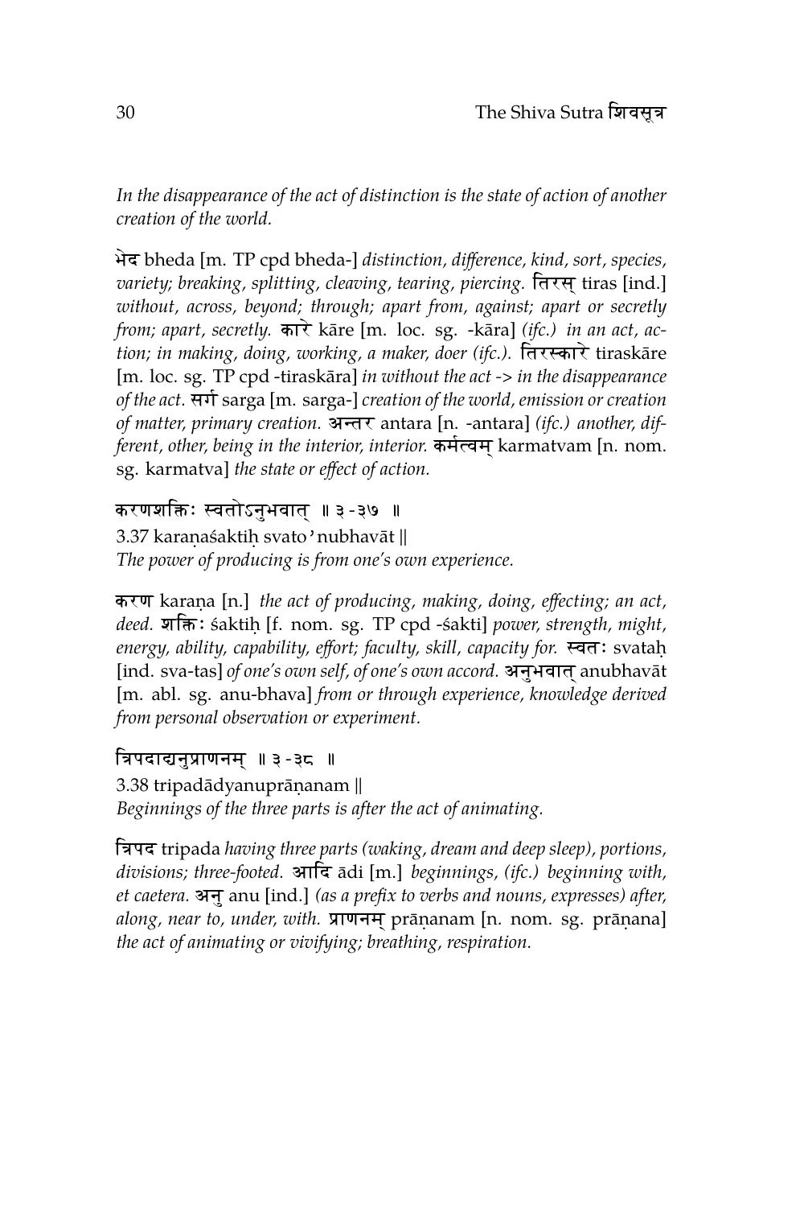*In the disappearance of the act of distinction is the state of action of another creation of the world.*

भेद bheda [m. TP cpd bheda-] *distinction, difference, kind, sort, species, variety; breaking, splitting, cleaving, tearing, piercing.* तिरस् tiras [ind.] *without, across, beyond; through; apart from, against; apart or secretly from; apart, secretly.* कारे kāre [m. loc. sg. -kāra] *(ifc.) in an act, action; in making, doing, working, a maker, doer (ifc.).* तिरस्कारे tiraskāre [m. loc. sg. TP cpd -tiraskāra] *in without the act -> in the disappearance of the act.* सर्ग sarga [m. sarga-] *creation of the world, emission or creation of matter, primary creation.* अन्तर antara [n. -antara] *(ifc.) another, different, other, being in the interior, interior.* कर्मत्वम् karmatvam [n. nom. sg. karmatva] *the state or effect of action.*

करणशक्तिः स्वतोऽनुभवात् ॥ ३-३७ ॥

3.37 karaṇaśaktiḥ svato'nubhavāt ||

*The power of producing is from one's own experience.*

करण karaṇa [n.] *the act of producing, making, doing, effecting; an act, deed.* शक्तिः śaktiḥ [f. nom. sg. TP cpd -śakti] *power, strength, might, energy, ability, capability, effort; faculty, skill, capacity for.* स्वतः svataḥ [ind. sva-tas] *of one's own self, of one's own accord.* अनुभवात् anubhavāt [m. abl. sg. anu-bhava] *from or through experience, knowledge derived from personal observation or experiment.*

त्रिपदाद्यनुप्राणनम् ॥ ३-३८ ॥

3.38 tripadādyanuprāṇanam ||

*Beginnings of the three parts is after the act of animating.*

त्रिपद tripada *having three parts (waking, dream and deep sleep), portions, divisions; three-footed.* आदि ādi [m.] *beginnings, (ifc.) beginning with, et caetera.* अनु anu [ind.] *(as a prefix to verbs and nouns, expresses) after, along, near to, under, with.* प्राणनम् prāṇanam [n. nom. sg. prāṇana] *the act of animating or vivifying; breathing, respiration.*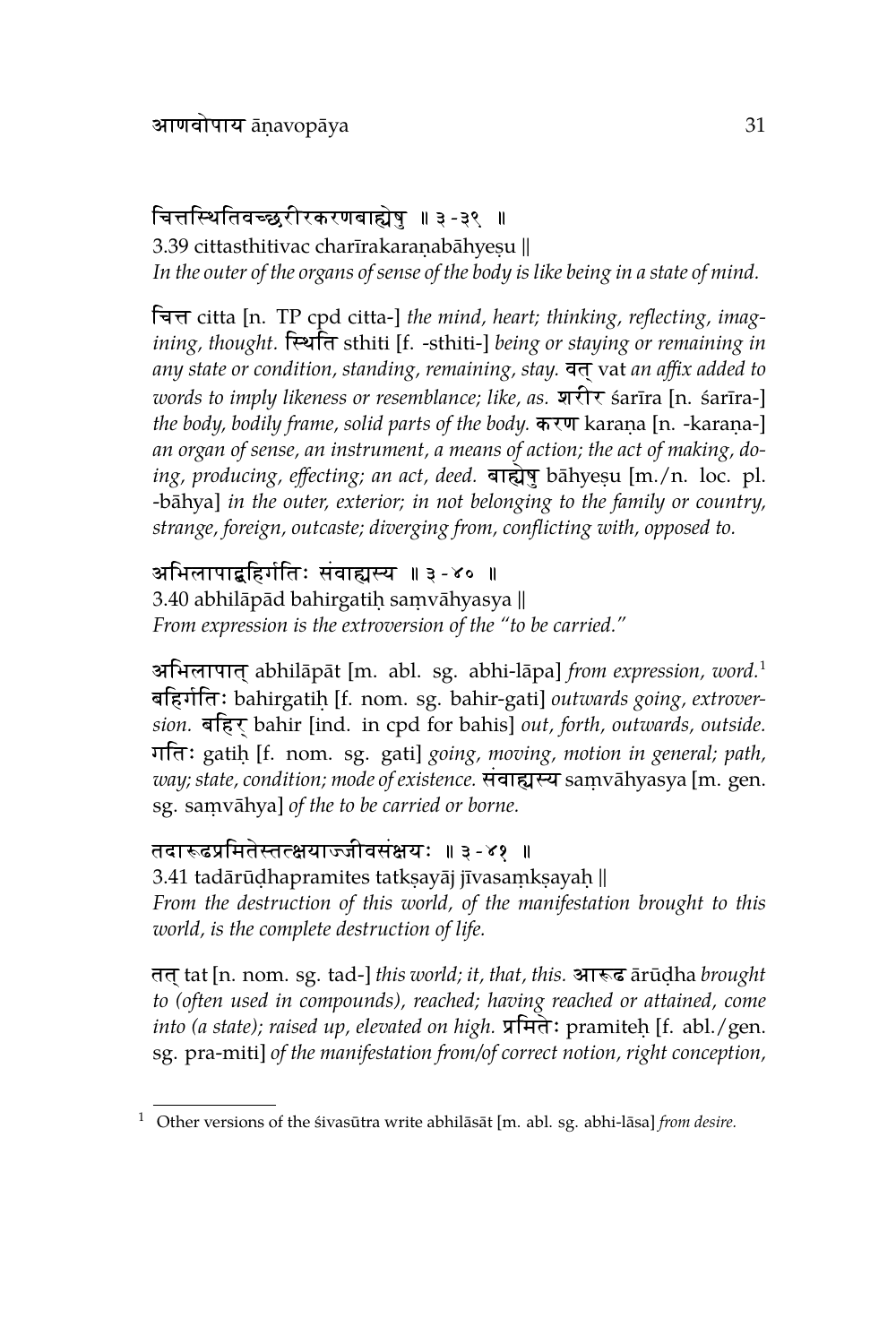चित्तस्थितिवच्छरीरकरणबाह्येषु ॥ ३-३९ ॥

3.39 cittasthitivac charīrakaraṇabāhyeṣu ||

*In the outer of the organs of sense of the body is like being in a state of mind.*

चित्त citta [n. TP cpd citta-] *the mind, heart; thinking, reflecting, imagining, thought.* स्थिति sthiti [f. -sthiti-] *being or staying or remaining in any state or condition, standing, remaining, stay.* वत् vat *an affix added to words to imply likeness or resemblance; like, as.* शरीर śarīra [n. śarīra-] *the body, bodily frame, solid parts of the body.* करण karaṇa [n. -karaṇa-] *an organ of sense, an instrument, a means of action; the act of making, doing, producing, effecting; an act, deed.* बाह्येषु bāhyeṣu [m./n. loc. pl. -bāhya] *in the outer, exterior; in not belonging to the family or country, strange, foreign, outcaste; diverging from, conflicting with, opposed to.*

अभिलापाद्बहिर्गतिः संवाह्यस्य ॥ ३-४० ॥

3.40 abhilāpād bahirgatiḥ saṃvāhyasya ||

*From expression is the extroversion of the "to be carried."*

अभिलापात् abhilāpāt [m. abl. sg. abhi-lāpa] *from expression, word.*[1] बहिर्गतिः bahirgatiḥ [f. nom. sg. bahir-gati] *outwards going, extroversion.* बहिर् bahir [ind. in cpd for bahis] *out, forth, outwards, outside.* गतिः gatiḥ [f. nom. sg. gati] *going, moving, motion in general; path, way; state, condition; mode of existence.* संवाह्यस्य saṃvāhyasya [m. gen. sg. saṃvāhya] *of the to be carried or borne.*

तदारूढप्रमितेस्तत्क्षयाज्जीवसंक्षयः ॥ ३-४१ ॥

3.41 tadārūḍhapramites tatkṣayāj jīvasaṃkṣayaḥ ||

*From the destruction of this world, of the manifestation brought to this world, is the complete destruction of life.*

तत् tat [n. nom. sg. tad-] *this world; it, that, this.* आरूढ ārūḍha *brought to (often used in compounds), reached; having reached or attained, come into (a state); raised up, elevated on high.* प्रमितेः pramiteḥ [f. abl./gen. sg. pra-miti] *of the manifestation from/of correct notion, right conception,*

---

[1] Other versions of the śivasūtra write abhilāsāt [m. abl. sg. abhi-lāsa] *from desire.*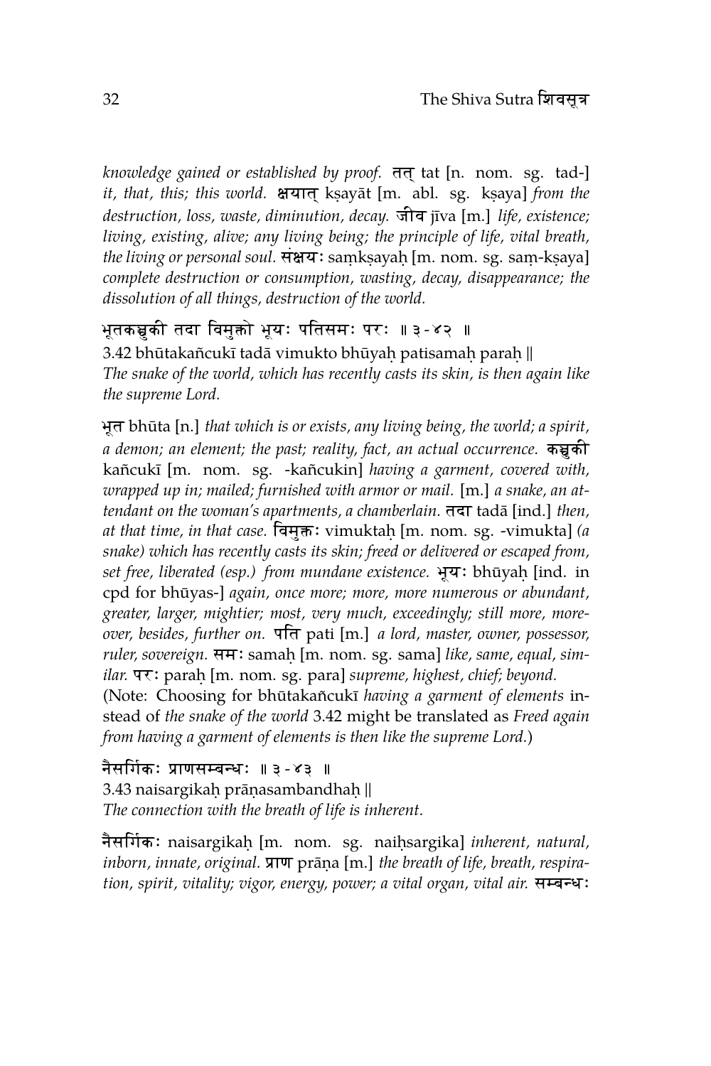*knowledge gained or established by proof.* तत् tat [n. nom. sg. tad-] *it, that, this; this world.* क्षयात् kṣayāt [m. abl. sg. kṣaya] *from the destruction, loss, waste, diminution, decay.* जीव jīva [m.] *life, existence; living, existing, alive; any living being; the principle of life, vital breath, the living or personal soul.* संक्षयः saṃkṣayaḥ [m. nom. sg. saṃ-kṣaya] *complete destruction or consumption, wasting, decay, disappearance; the dissolution of all things, destruction of the world.*

भूतकञ्चुकी तदा विमुक्तो भूयः पतिसमः परः ॥ ३-४२ ॥
3.42 bhūtakañcukī tadā vimukto bhūyaḥ patisamaḥ paraḥ ||
*The snake of the world, which has recently casts its skin, is then again like the supreme Lord.*

भूत bhūta [n.] *that which is or exists, any living being, the world; a spirit, a demon; an element; the past; reality, fact, an actual occurrence.* कञ्चुकी kañcukī [m. nom. sg. -kañcukin] *having a garment, covered with, wrapped up in; mailed; furnished with armor or mail.* [m.] *a snake, an attendant on the woman's apartments, a chamberlain.* तदा tadā [ind.] *then, at that time, in that case.* विमुक्तः vimuktaḥ [m. nom. sg. -vimukta] *(a snake) which has recently casts its skin; freed or delivered or escaped from, set free, liberated (esp.) from mundane existence.* भूयः bhūyaḥ [ind. in cpd for bhūyas-] *again, once more; more, more numerous or abundant, greater, larger, mightier; most, very much, exceedingly; still more, moreover, besides, further on.* पति pati [m.] *a lord, master, owner, possessor, ruler, sovereign.* समः samaḥ [m. nom. sg. sama] *like, same, equal, similar.* परः paraḥ [m. nom. sg. para] *supreme, highest, chief; beyond.*
(Note: Choosing for bhūtakañcukī *having a garment of elements* instead of *the snake of the world* 3.42 might be translated as *Freed again from having a garment of elements is then like the supreme Lord.*)

नैसर्गिकः प्राणसम्बन्धः ॥ ३-४३ ॥
3.43 naisargikaḥ prāṇasambandhaḥ ||
*The connection with the breath of life is inherent.*

नैसर्गिकः naisargikaḥ [m. nom. sg. naiḥsargika] *inherent, natural, inborn, innate, original.* प्राण prāṇa [m.] *the breath of life, breath, respiration, spirit, vitality; vigor, energy, power; a vital organ, vital air.* सम्बन्धः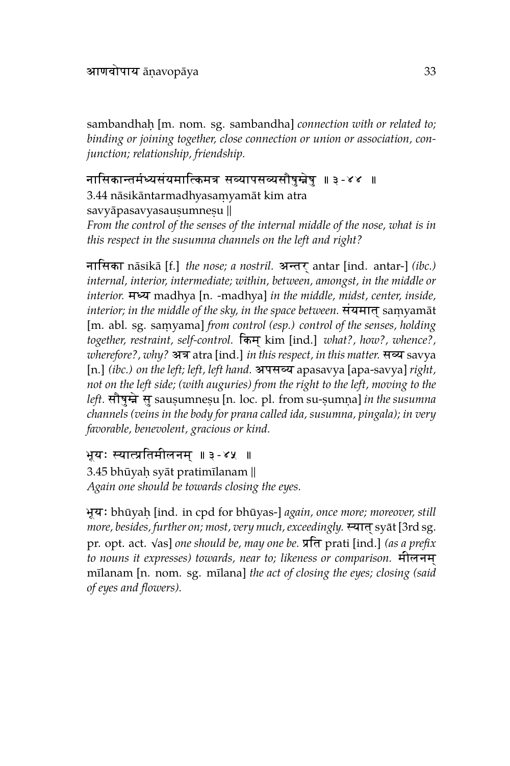sambandhaḥ [m. nom. sg. sambandha] *connection with or related to; binding or joining together, close connection or union or association, conjunction; relationship, friendship.*

नासिकान्तर्मध्यसंयमात्किमत्र सव्यापसव्यसौषुम्नेषु ॥ ३-४४ ॥
3.44 nāsikāntarmadhyasaṃyamāt kim atra savyāpasavyasauṣumneṣu ||
*From the control of the senses of the internal middle of the nose, what is in this respect in the susumna channels on the left and right?*

नासिका nāsikā [f.] *the nose; a nostril.* अन्तर् antar [ind. antar-] *(ibc.) internal, interior, intermediate; within, between, amongst, in the middle or interior.* मध्य madhya [n. -madhya] *in the middle, midst, center, inside, interior; in the middle of the sky, in the space between.* संयमात् saṃyamāt [m. abl. sg. saṃyama] *from control (esp.) control of the senses, holding together, restraint, self-control.* किम् kim [ind.] *what?, how?, whence?, wherefore?, why?* अत्र atra [ind.] *in this respect, in this matter.* सव्य savya [n.] *(ibc.) on the left; left, left hand.* अपसव्य apasavya [apa-savya] *right, not on the left side; (with auguries) from the right to the left, moving to the left.* सौषुम्ने सु sauṣumneṣu [n. loc. pl. from su-ṣumṇa] *in the susumna channels (veins in the body for prana called ida, susumna, pingala); in very favorable, benevolent, gracious or kind.*

भूयः स्यात्प्रतिमीलनम् ॥ ३-४५ ॥
3.45 bhūyaḥ syāt pratimīlanam ||
*Again one should be towards closing the eyes.*

भूयः bhūyaḥ [ind. in cpd for bhūyas-] *again, once more; moreover, still more, besides, further on; most, very much, exceedingly.* स्यात् syāt [3rd sg. pr. opt. act. √as] *one should be, may one be.* प्रति prati [ind.] *(as a prefix to nouns it expresses) towards, near to; likeness or comparison.* मीलनम् mīlanam [n. nom. sg. mīlana] *the act of closing the eyes; closing (said of eyes and flowers).*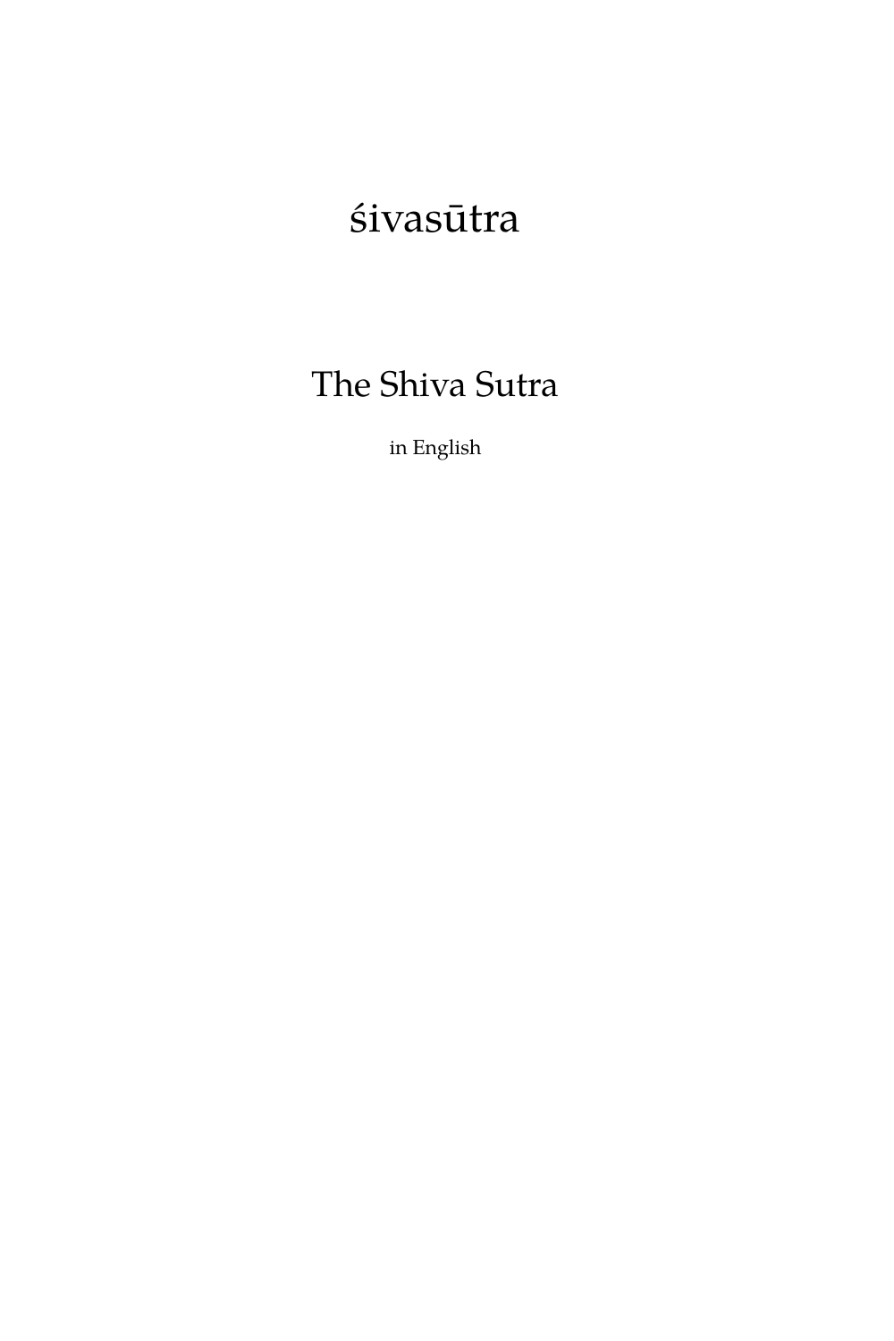# śivasūtra

## The Shiva Sutra

in English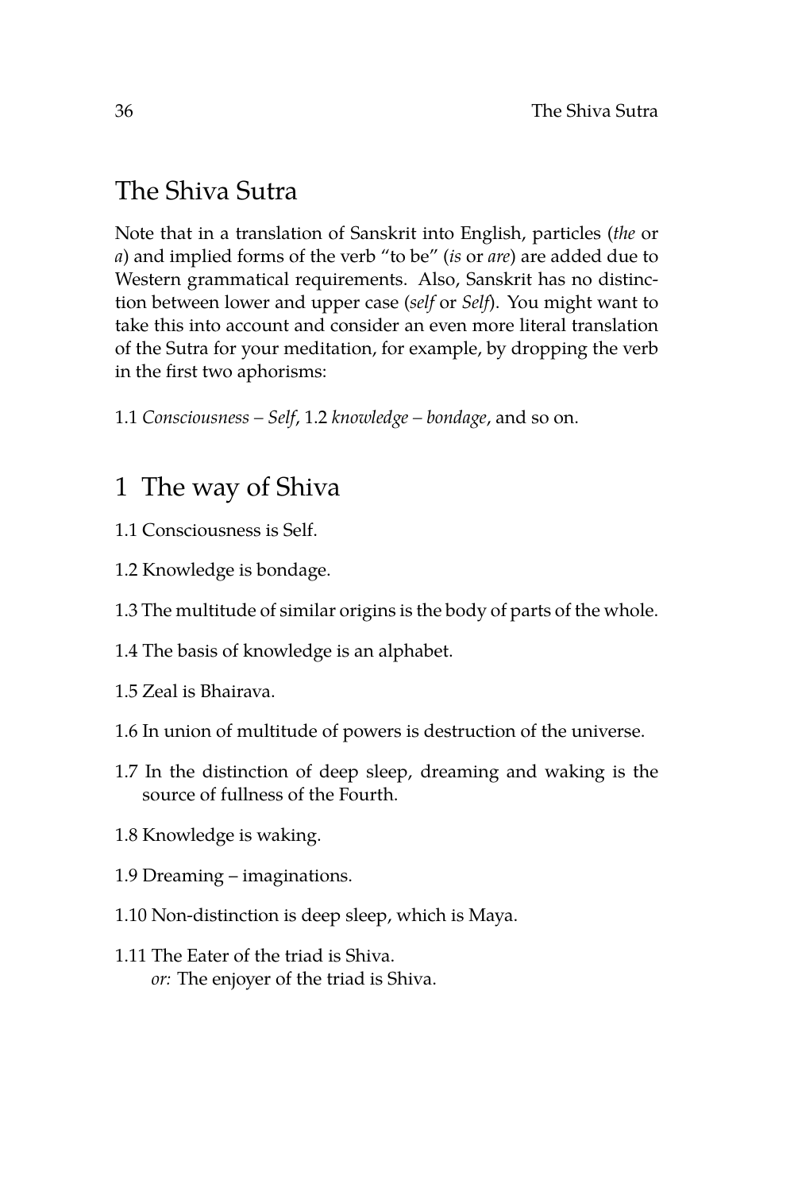## The Shiva Sutra

Note that in a translation of Sanskrit into English, particles (*the* or *a*) and implied forms of the verb "to be" (*is* or *are*) are added due to Western grammatical requirements. Also, Sanskrit has no distinction between lower and upper case (*self* or *Self*). You might want to take this into account and consider an even more literal translation of the Sutra for your meditation, for example, by dropping the verb in the first two aphorisms:

1.1 *Consciousness – Self*, 1.2 *knowledge – bondage*, and so on.

## 1 The way of Shiva

1.1 Consciousness is Self.

1.2 Knowledge is bondage.

1.3 The multitude of similar origins is the body of parts of the whole.

1.4 The basis of knowledge is an alphabet.

1.5 Zeal is Bhairava.

1.6 In union of multitude of powers is destruction of the universe.

1.7 In the distinction of deep sleep, dreaming and waking is the source of fullness of the Fourth.

1.8 Knowledge is waking.

1.9 Dreaming – imaginations.

1.10 Non-distinction is deep sleep, which is Maya.

1.11 The Eater of the triad is Shiva.
*or:* The enjoyer of the triad is Shiva.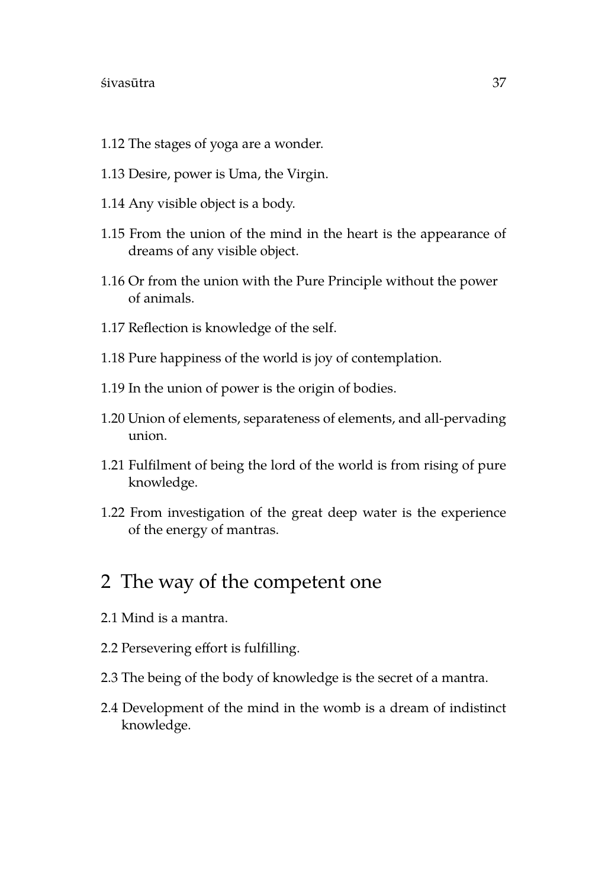1.12 The stages of yoga are a wonder.

1.13 Desire, power is Uma, the Virgin.

1.14 Any visible object is a body.

1.15 From the union of the mind in the heart is the appearance of dreams of any visible object.

1.16 Or from the union with the Pure Principle without the power of animals.

1.17 Reflection is knowledge of the self.

1.18 Pure happiness of the world is joy of contemplation.

1.19 In the union of power is the origin of bodies.

1.20 Union of elements, separateness of elements, and all-pervading union.

1.21 Fulfilment of being the lord of the world is from rising of pure knowledge.

1.22 From investigation of the great deep water is the experience of the energy of mantras.

## 2 The way of the competent one

2.1 Mind is a mantra.

2.2 Persevering effort is fulfilling.

2.3 The being of the body of knowledge is the secret of a mantra.

2.4 Development of the mind in the womb is a dream of indistinct knowledge.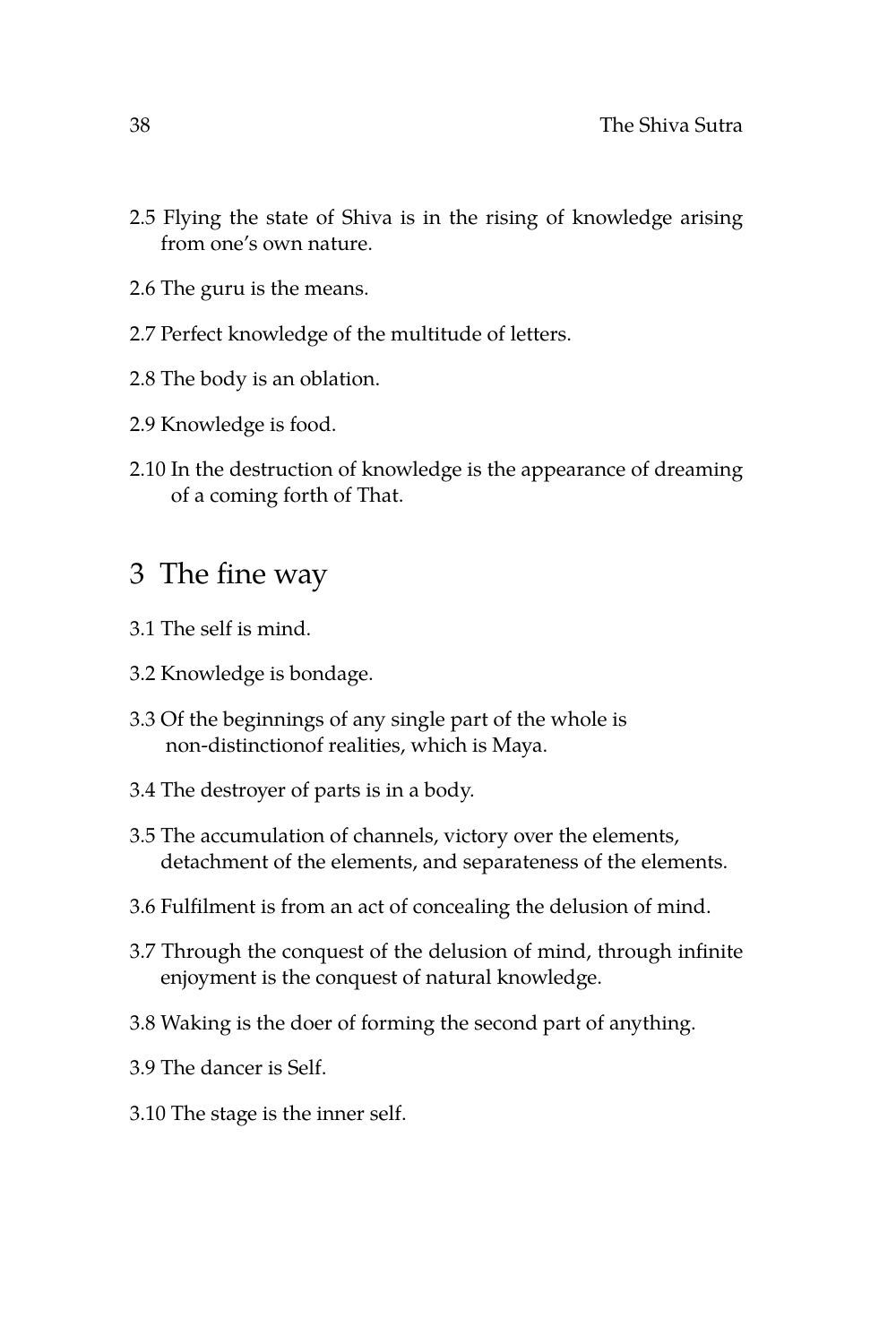2.5 Flying the state of Shiva is in the rising of knowledge arising from one's own nature.

2.6 The guru is the means.

2.7 Perfect knowledge of the multitude of letters.

2.8 The body is an oblation.

2.9 Knowledge is food.

2.10 In the destruction of knowledge is the appearance of dreaming of a coming forth of That.

## 3 The fine way

3.1 The self is mind.

3.2 Knowledge is bondage.

3.3 Of the beginnings of any single part of the whole is non-distinctionof realities, which is Maya.

3.4 The destroyer of parts is in a body.

3.5 The accumulation of channels, victory over the elements, detachment of the elements, and separateness of the elements.

3.6 Fulfilment is from an act of concealing the delusion of mind.

3.7 Through the conquest of the delusion of mind, through infinite enjoyment is the conquest of natural knowledge.

3.8 Waking is the doer of forming the second part of anything.

3.9 The dancer is Self.

3.10 The stage is the inner self.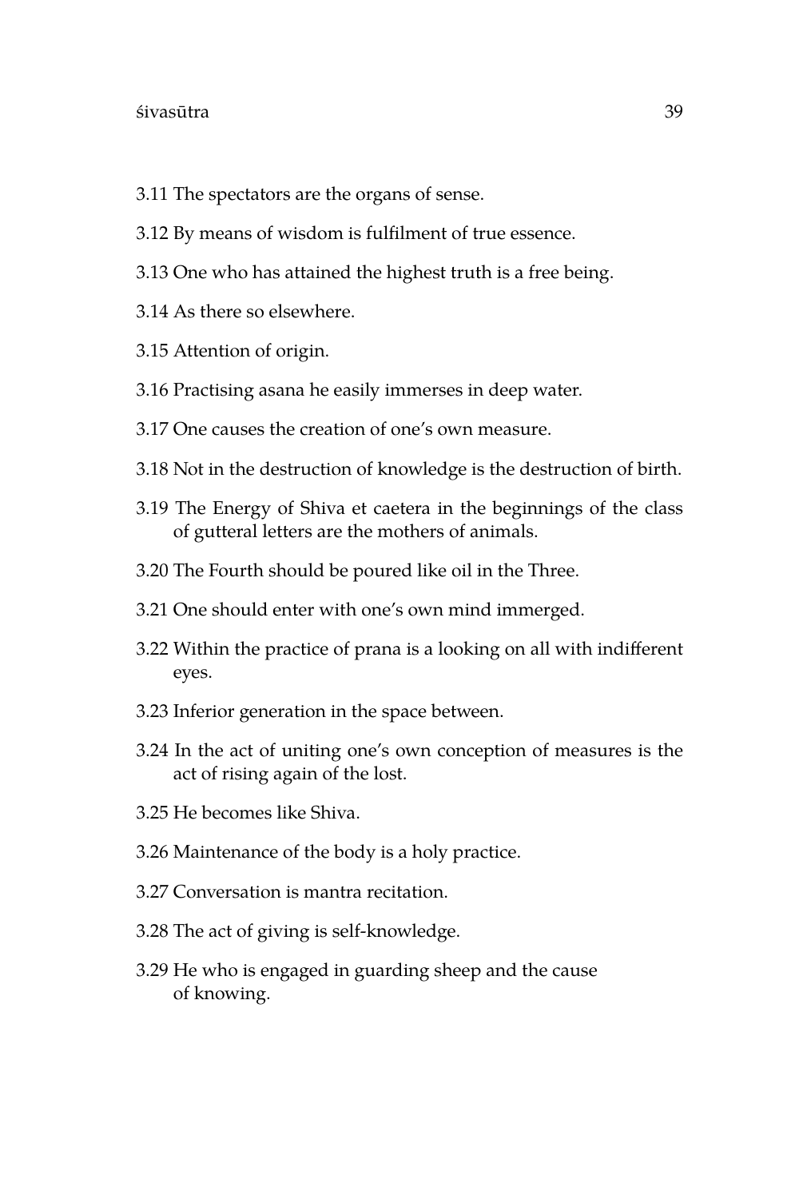3.11 The spectators are the organs of sense.

3.12 By means of wisdom is fulfilment of true essence.

3.13 One who has attained the highest truth is a free being.

3.14 As there so elsewhere.

3.15 Attention of origin.

3.16 Practising asana he easily immerses in deep water.

3.17 One causes the creation of one's own measure.

3.18 Not in the destruction of knowledge is the destruction of birth.

3.19 The Energy of Shiva et caetera in the beginnings of the class of gutteral letters are the mothers of animals.

3.20 The Fourth should be poured like oil in the Three.

3.21 One should enter with one's own mind immerged.

3.22 Within the practice of prana is a looking on all with indifferent eyes.

3.23 Inferior generation in the space between.

3.24 In the act of uniting one's own conception of measures is the act of rising again of the lost.

3.25 He becomes like Shiva.

3.26 Maintenance of the body is a holy practice.

3.27 Conversation is mantra recitation.

3.28 The act of giving is self-knowledge.

3.29 He who is engaged in guarding sheep and the cause of knowing.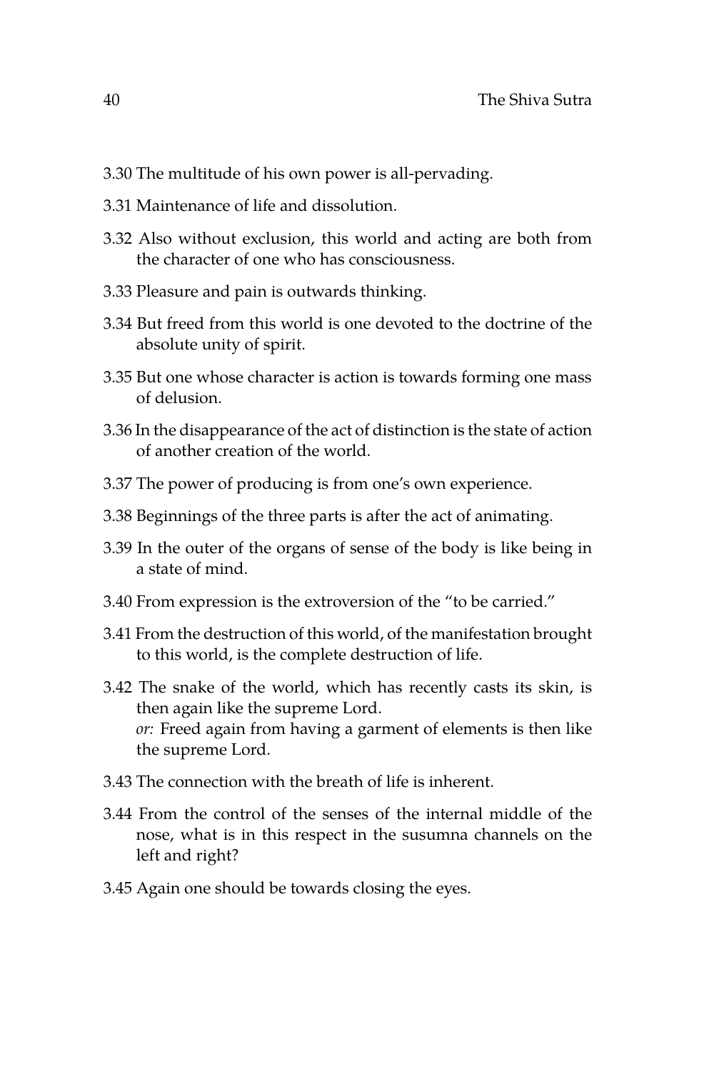3.30 The multitude of his own power is all-pervading.

3.31 Maintenance of life and dissolution.

3.32 Also without exclusion, this world and acting are both from the character of one who has consciousness.

3.33 Pleasure and pain is outwards thinking.

3.34 But freed from this world is one devoted to the doctrine of the absolute unity of spirit.

3.35 But one whose character is action is towards forming one mass of delusion.

3.36 In the disappearance of the act of distinction is the state of action of another creation of the world.

3.37 The power of producing is from one's own experience.

3.38 Beginnings of the three parts is after the act of animating.

3.39 In the outer of the organs of sense of the body is like being in a state of mind.

3.40 From expression is the extroversion of the "to be carried."

3.41 From the destruction of this world, of the manifestation brought to this world, is the complete destruction of life.

3.42 The snake of the world, which has recently casts its skin, is then again like the supreme Lord.
*or:* Freed again from having a garment of elements is then like the supreme Lord.

3.43 The connection with the breath of life is inherent.

3.44 From the control of the senses of the internal middle of the nose, what is in this respect in the susumna channels on the left and right?

3.45 Again one should be towards closing the eyes.